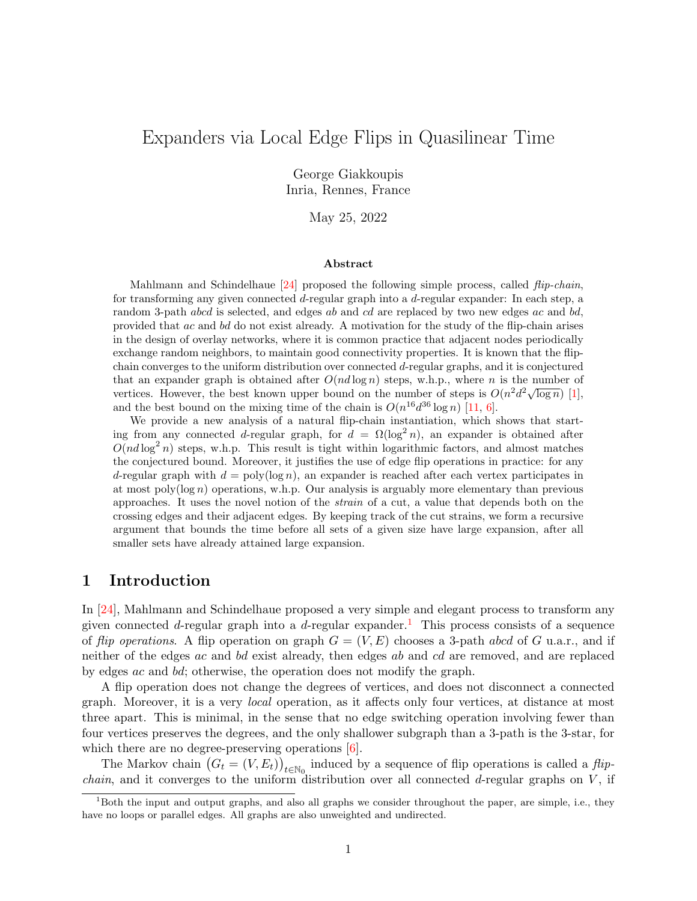# Expanders via Local Edge Flips in Quasilinear Time

George Giakkoupis
Inria, Rennes, France

May 25, 2022

### Abstract

Mahlmann and Schindelhaue [24] proposed the following simple process, called *flip-chain*, for transforming any given connected $d$-regular graph into a $d$-regular expander: In each step, a random 3-path $abcd$ is selected, and edges $ab$ and $cd$ are replaced by two new edges $ac$ and $bd$, provided that $ac$ and $bd$ do not exist already. A motivation for the study of the flip-chain arises in the design of overlay networks, where it is common practice that adjacent nodes periodically exchange random neighbors, to maintain good connectivity properties. It is known that the flip-chain converges to the uniform distribution over connected $d$-regular graphs, and it is conjectured that an expander graph is obtained after $O(nd \log n)$ steps, w.h.p., where $n$ is the number of vertices. However, the best known upper bound on the number of steps is $O(n^2 d^2 \sqrt{\log n})$ [1], and the best bound on the mixing time of the chain is $O(n^{16} d^{36} \log n)$ [11, 6].

We provide a new analysis of a natural flip-chain instantiation, which shows that starting from any connected $d$-regular graph, for $d = \Omega(\log^2 n)$, an expander is obtained after $O(nd \log^2 n)$ steps, w.h.p. This result is tight within logarithmic factors, and almost matches the conjectured bound. Moreover, it justifies the use of edge flip operations in practice: for any $d$-regular graph with $d = \text{poly}(\log n)$, an expander is reached after each vertex participates in at most $\text{poly}(\log n)$ operations, w.h.p. Our analysis is arguably more elementary than previous approaches. It uses the novel notion of the *strain* of a cut, a value that depends both on the crossing edges and their adjacent edges. By keeping track of the cut strains, we form a recursive argument that bounds the time before all sets of a given size have large expansion, after all smaller sets have already attained large expansion.

## 1 Introduction

In [24], Mahlmann and Schindelhaue proposed a very simple and elegant process to transform any given connected $d$-regular graph into a $d$-regular expander.[1] This process consists of a sequence of *flip operations*. A flip operation on graph $G = (V, E)$ chooses a 3-path $abcd$ of $G$ u.a.r., and if neither of the edges $ac$ and $bd$ exist already, then edges $ab$ and $cd$ are removed, and are replaced by edges $ac$ and $bd$; otherwise, the operation does not modify the graph.

A flip operation does not change the degrees of vertices, and does not disconnect a connected graph. Moreover, it is a very *local* operation, as it affects only four vertices, at distance at most three apart. This is minimal, in the sense that no edge switching operation involving fewer than four vertices preserves the degrees, and the only shallower subgraph than a 3-path is the 3-star, for which there are no degree-preserving operations [6].

The Markov chain $\big(G_t = (V, E_t)\big)_{t \in \mathbb{N}_0}$ induced by a sequence of flip operations is called a *flip-chain*, and it converges to the uniform distribution over all connected $d$-regular graphs on $V$, if

[1] Both the input and output graphs, and also all graphs we consider throughout the paper, are simple, i.e., they have no loops or parallel edges. All graphs are also unweighted and undirected.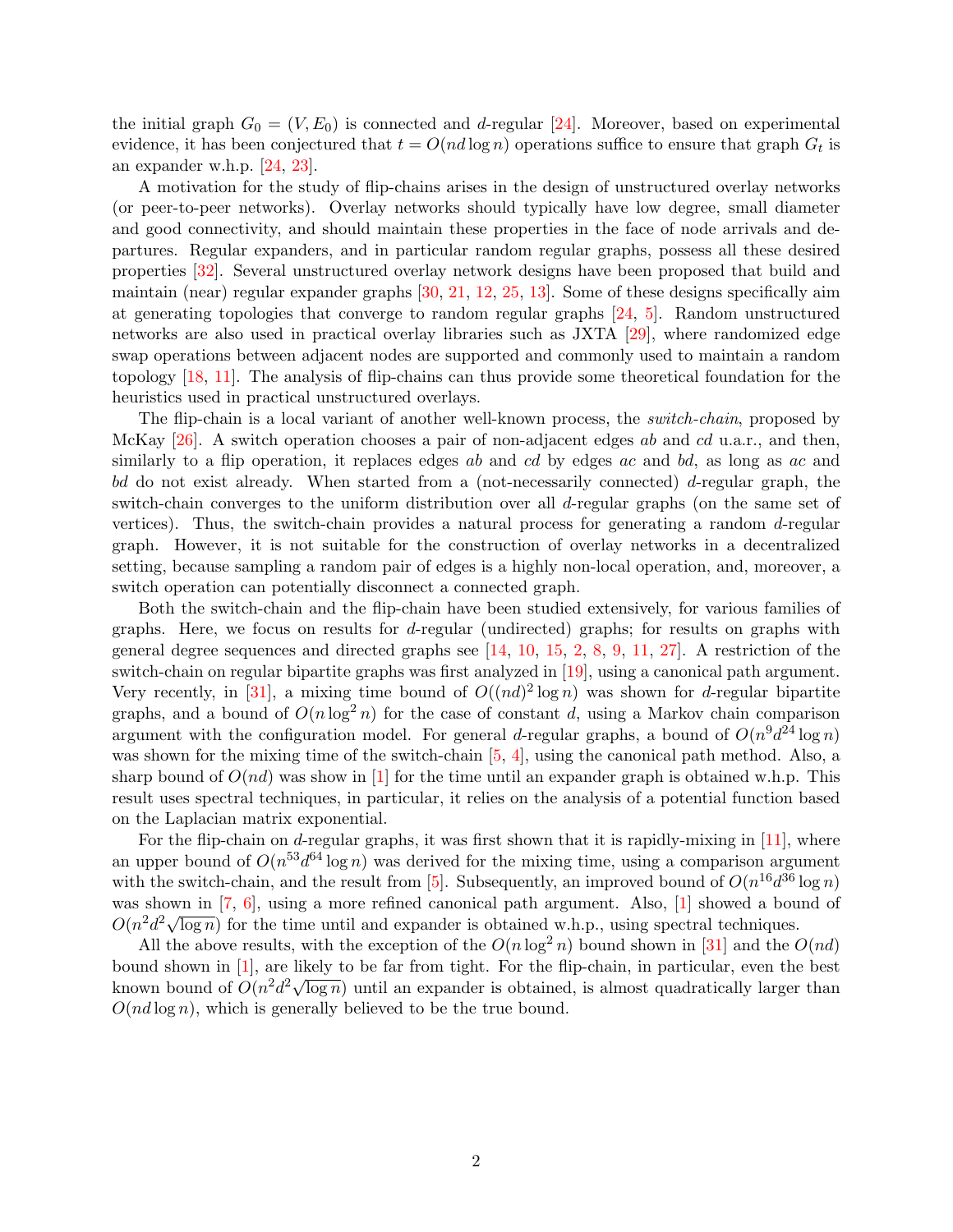the initial graph $G_0 = (V, E_0)$ is connected and $d$-regular [24]. Moreover, based on experimental evidence, it has been conjectured that $t = O(nd \log n)$ operations suffice to ensure that graph $G_t$ is an expander w.h.p. [24, 23].

A motivation for the study of flip-chains arises in the design of unstructured overlay networks (or peer-to-peer networks). Overlay networks should typically have low degree, small diameter and good connectivity, and should maintain these properties in the face of node arrivals and departures. Regular expanders, and in particular random regular graphs, possess all these desired properties [32]. Several unstructured overlay network designs have been proposed that build and maintain (near) regular expander graphs [30, 21, 12, 25, 13]. Some of these designs specifically aim at generating topologies that converge to random regular graphs [24, 5]. Random unstructured networks are also used in practical overlay libraries such as JXTA [29], where randomized edge swap operations between adjacent nodes are supported and commonly used to maintain a random topology [18, 11]. The analysis of flip-chains can thus provide some theoretical foundation for the heuristics used in practical unstructured overlays.

The flip-chain is a local variant of another well-known process, the *switch-chain*, proposed by McKay [26]. A switch operation chooses a pair of non-adjacent edges $ab$ and $cd$ u.a.r., and then, similarly to a flip operation, it replaces edges $ab$ and $cd$ by edges $ac$ and $bd$, as long as $ac$ and $bd$ do not exist already. When started from a (not-necessarily connected) $d$-regular graph, the switch-chain converges to the uniform distribution over all $d$-regular graphs (on the same set of vertices). Thus, the switch-chain provides a natural process for generating a random $d$-regular graph. However, it is not suitable for the construction of overlay networks in a decentralized setting, because sampling a random pair of edges is a highly non-local operation, and, moreover, a switch operation can potentially disconnect a connected graph.

Both the switch-chain and the flip-chain have been studied extensively, for various families of graphs. Here, we focus on results for $d$-regular (undirected) graphs; for results on graphs with general degree sequences and directed graphs see [14, 10, 15, 2, 8, 9, 11, 27]. A restriction of the switch-chain on regular bipartite graphs was first analyzed in [19], using a canonical path argument. Very recently, in [31], a mixing time bound of $O((nd)^2 \log n)$ was shown for $d$-regular bipartite graphs, and a bound of $O(n \log^2 n)$ for the case of constant $d$, using a Markov chain comparison argument with the configuration model. For general $d$-regular graphs, a bound of $O(n^9 d^{24} \log n)$ was shown for the mixing time of the switch-chain [5, 4], using the canonical path method. Also, a sharp bound of $O(nd)$ was show in [1] for the time until an expander graph is obtained w.h.p. This result uses spectral techniques, in particular, it relies on the analysis of a potential function based on the Laplacian matrix exponential.

For the flip-chain on $d$-regular graphs, it was first shown that it is rapidly-mixing in [11], where an upper bound of $O(n^{53} d^{64} \log n)$ was derived for the mixing time, using a comparison argument with the switch-chain, and the result from [5]. Subsequently, an improved bound of $O(n^{16} d^{36} \log n)$ was shown in [7, 6], using a more refined canonical path argument. Also, [1] showed a bound of $O(n^2 d^2 \sqrt{\log n})$ for the time until and expander is obtained w.h.p., using spectral techniques.

All the above results, with the exception of the $O(n \log^2 n)$ bound shown in [31] and the $O(nd)$ bound shown in [1], are likely to be far from tight. For the flip-chain, in particular, even the best known bound of $O(n^2 d^2 \sqrt{\log n})$ until an expander is obtained, is almost quadratically larger than $O(nd \log n)$, which is generally believed to be the true bound.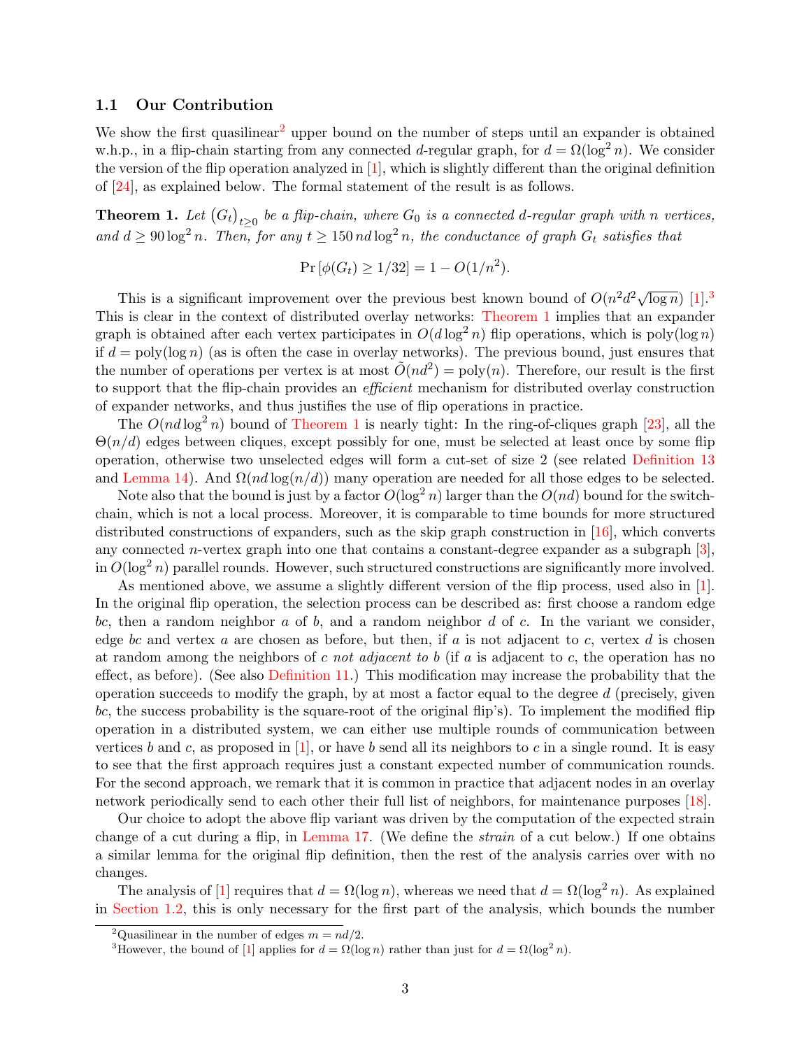### 1.1 Our Contribution

We show the first quasilinear[2] upper bound on the number of steps until an expander is obtained w.h.p., in a flip-chain starting from any connected $d$-regular graph, for $d = \Omega(\log^2 n)$. We consider the version of the flip operation analyzed in [1], which is slightly different than the original definition of [24], as explained below. The formal statement of the result is as follows.

**Theorem 1.** *Let $(G_t)_{t\geq 0}$ be a flip-chain, where $G_0$ is a connected $d$-regular graph with $n$ vertices, and $d \geq 90 \log^2 n$. Then, for any $t \geq 150\, nd \log^2 n$, the conductance of graph $G_t$ satisfies that*

$$\Pr[\phi(G_t) \geq 1/32] = 1 - O(1/n^2).$$

This is a significant improvement over the previous best known bound of $O(n^2 d^2 \sqrt{\log n})$ [1].[3] This is clear in the context of distributed overlay networks: Theorem 1 implies that an expander graph is obtained after each vertex participates in $O(d \log^2 n)$ flip operations, which is $\text{poly}(\log n)$ if $d = \text{poly}(\log n)$ (as is often the case in overlay networks). The previous bound, just ensures that the number of operations per vertex is at most $\tilde{O}(nd^2) = \text{poly}(n)$. Therefore, our result is the first to support that the flip-chain provides an *efficient* mechanism for distributed overlay construction of expander networks, and thus justifies the use of flip operations in practice.

The $O(nd \log^2 n)$ bound of Theorem 1 is nearly tight: In the ring-of-cliques graph [23], all the $\Theta(n/d)$ edges between cliques, except possibly for one, must be selected at least once by some flip operation, otherwise two unselected edges will form a cut-set of size 2 (see related Definition 13 and Lemma 14). And $\Omega(nd \log(n/d))$ many operation are needed for all those edges to be selected.

Note also that the bound is just by a factor $O(\log^2 n)$ larger than the $O(nd)$ bound for the switch-chain, which is not a local process. Moreover, it is comparable to time bounds for more structured distributed constructions of expanders, such as the skip graph construction in [16], which converts any connected $n$-vertex graph into one that contains a constant-degree expander as a subgraph [3], in $O(\log^2 n)$ parallel rounds. However, such structured constructions are significantly more involved.

As mentioned above, we assume a slightly different version of the flip process, used also in [1]. In the original flip operation, the selection process can be described as: first choose a random edge $bc$, then a random neighbor $a$ of $b$, and a random neighbor $d$ of $c$. In the variant we consider, edge $bc$ and vertex $a$ are chosen as before, but then, if $a$ is not adjacent to $c$, vertex $d$ is chosen at random among the neighbors of $c$ *not adjacent to* $b$ (if $a$ is adjacent to $c$, the operation has no effect, as before). (See also Definition 11.) This modification may increase the probability that the operation succeeds to modify the graph, by at most a factor equal to the degree $d$ (precisely, given $bc$, the success probability is the square-root of the original flip's). To implement the modified flip operation in a distributed system, we can either use multiple rounds of communication between vertices $b$ and $c$, as proposed in [1], or have $b$ send all its neighbors to $c$ in a single round. It is easy to see that the first approach requires just a constant expected number of communication rounds. For the second approach, we remark that it is common in practice that adjacent nodes in an overlay network periodically send to each other their full list of neighbors, for maintenance purposes [18].

Our choice to adopt the above flip variant was driven by the computation of the expected strain change of a cut during a flip, in Lemma 17. (We define the *strain* of a cut below.) If one obtains a similar lemma for the original flip definition, then the rest of the analysis carries over with no changes.

The analysis of [1] requires that $d = \Omega(\log n)$, whereas we need that $d = \Omega(\log^2 n)$. As explained in Section 1.2, this is only necessary for the first part of the analysis, which bounds the number

[2] Quasilinear in the number of edges $m = nd/2$.

[3] However, the bound of [1] applies for $d = \Omega(\log n)$ rather than just for $d = \Omega(\log^2 n)$.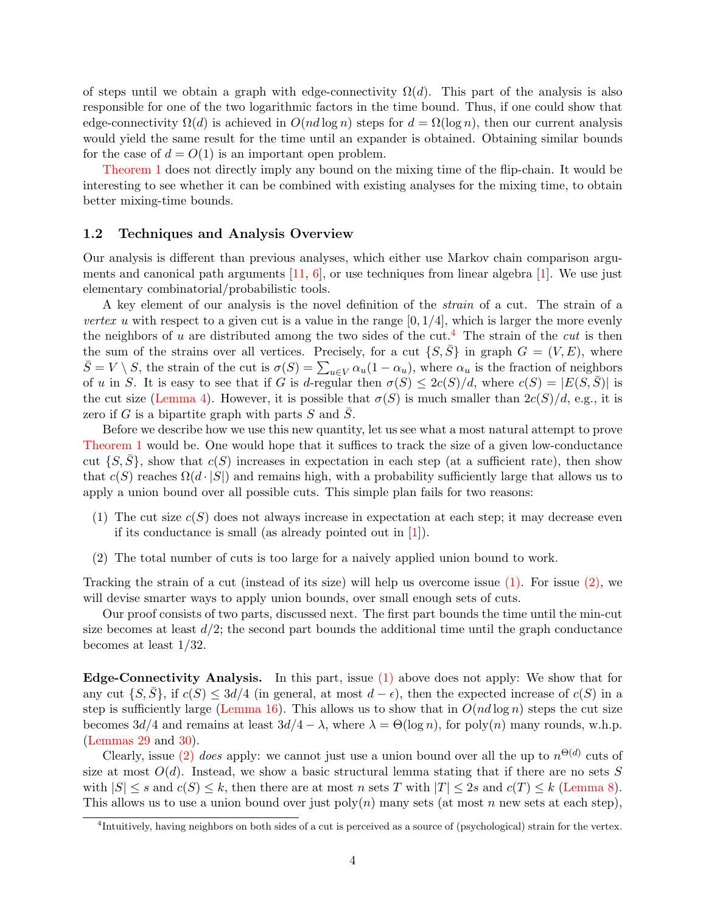of steps until we obtain a graph with edge-connectivity $\Omega(d)$. This part of the analysis is also responsible for one of the two logarithmic factors in the time bound. Thus, if one could show that edge-connectivity $\Omega(d)$ is achieved in $O(nd \log n)$ steps for $d = \Omega(\log n)$, then our current analysis would yield the same result for the time until an expander is obtained. Obtaining similar bounds for the case of $d = O(1)$ is an important open problem.

Theorem 1 does not directly imply any bound on the mixing time of the flip-chain. It would be interesting to see whether it can be combined with existing analyses for the mixing time, to obtain better mixing-time bounds.

### 1.2 Techniques and Analysis Overview

Our analysis is different than previous analyses, which either use Markov chain comparison arguments and canonical path arguments [11, 6], or use techniques from linear algebra [1]. We use just elementary combinatorial/probabilistic tools.

A key element of our analysis is the novel definition of the *strain* of a cut. The strain of a *vertex* $u$ with respect to a given cut is a value in the range $[0, 1/4]$, which is larger the more evenly the neighbors of $u$ are distributed among the two sides of the cut.[4] The strain of the *cut* is then the sum of the strains over all vertices. Precisely, for a cut $\{S, \bar{S}\}$ in graph $G = (V, E)$, where $\bar{S} = V \setminus S$, the strain of the cut is $\sigma(S) = \sum_{u \in V} \alpha_u(1 - \alpha_u)$, where $\alpha_u$ is the fraction of neighbors of $u$ in $S$. It is easy to see that if $G$ is $d$-regular then $\sigma(S) \leq 2c(S)/d$, where $c(S) = |E(S, \bar{S})|$ is the cut size (Lemma 4). However, it is possible that $\sigma(S)$ is much smaller than $2c(S)/d$, e.g., it is zero if $G$ is a bipartite graph with parts $S$ and $\bar{S}$.

Before we describe how we use this new quantity, let us see what a most natural attempt to prove Theorem 1 would be. One would hope that it suffices to track the size of a given low-conductance cut $\{S, \bar{S}\}$, show that $c(S)$ increases in expectation in each step (at a sufficient rate), then show that $c(S)$ reaches $\Omega(d \cdot |S|)$ and remains high, with a probability sufficiently large that allows us to apply a union bound over all possible cuts. This simple plan fails for two reasons:

(1) The cut size $c(S)$ does not always increase in expectation at each step; it may decrease even if its conductance is small (as already pointed out in [1]).

(2) The total number of cuts is too large for a naively applied union bound to work.

Tracking the strain of a cut (instead of its size) will help us overcome issue (1). For issue (2), we will devise smarter ways to apply union bounds, over small enough sets of cuts.

Our proof consists of two parts, discussed next. The first part bounds the time until the min-cut size becomes at least $d/2$; the second part bounds the additional time until the graph conductance becomes at least $1/32$.

**Edge-Connectivity Analysis.** In this part, issue (1) above does not apply: We show that for any cut $\{S, \bar{S}\}$, if $c(S) \leq 3d/4$ (in general, at most $d - \epsilon$), then the expected increase of $c(S)$ in a step is sufficiently large (Lemma 16). This allows us to show that in $O(nd \log n)$ steps the cut size becomes $3d/4$ and remains at least $3d/4 - \lambda$, where $\lambda = \Theta(\log n)$, for poly$(n)$ many rounds, w.h.p. (Lemmas 29 and 30).

Clearly, issue (2) *does* apply: we cannot just use a union bound over all the up to $n^{\Theta(d)}$ cuts of size at most $O(d)$. Instead, we show a basic structural lemma stating that if there are no sets $S$ with $|S| \leq s$ and $c(S) \leq k$, then there are at most $n$ sets $T$ with $|T| \leq 2s$ and $c(T) \leq k$ (Lemma 8). This allows us to use a union bound over just poly$(n)$ many sets (at most $n$ new sets at each step),

[4] Intuitively, having neighbors on both sides of a cut is perceived as a source of (psychological) strain for the vertex.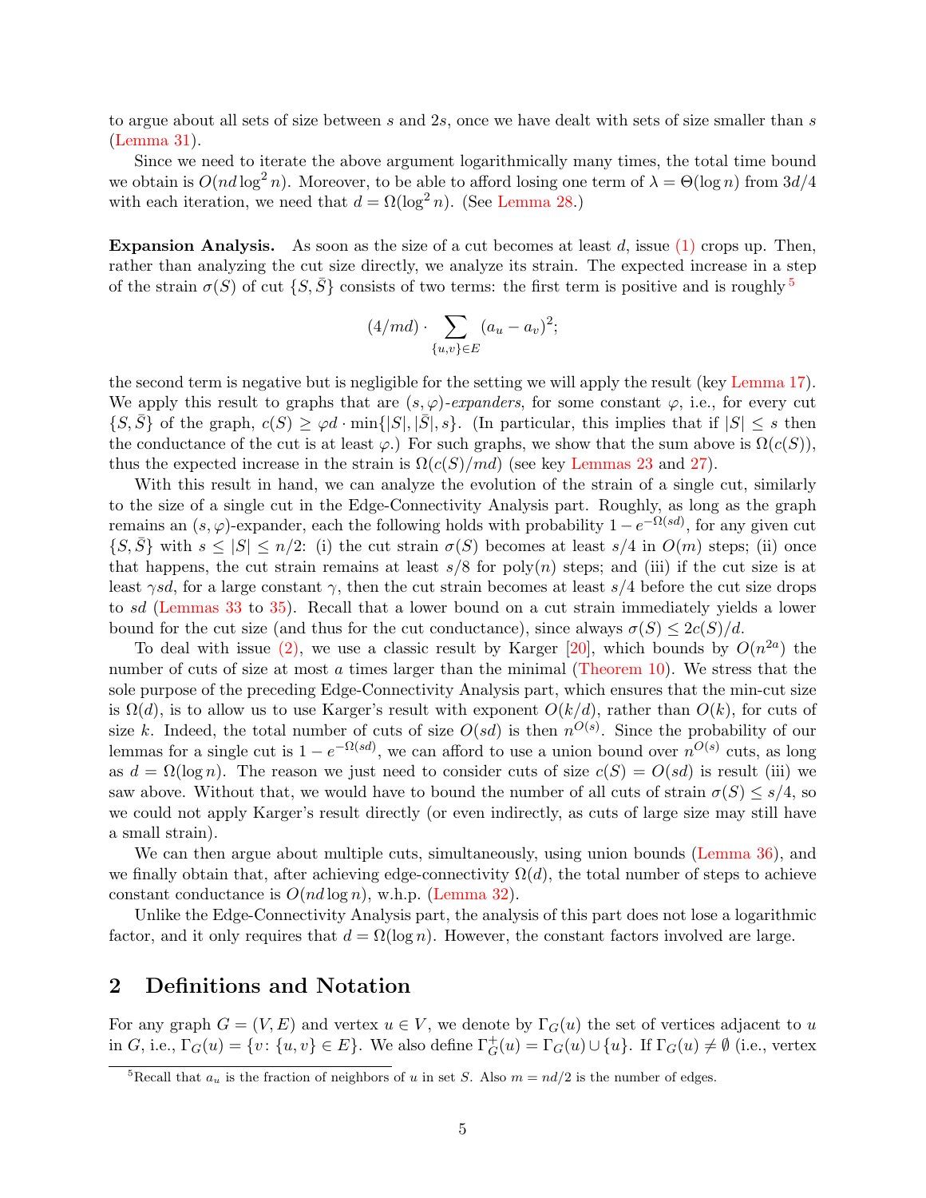to argue about all sets of size between $s$ and $2s$, once we have dealt with sets of size smaller than $s$ (Lemma 31).

Since we need to iterate the above argument logarithmically many times, the total time bound we obtain is $O(nd \log^2 n)$. Moreover, to be able to afford losing one term of $\lambda = \Theta(\log n)$ from $3d/4$ with each iteration, we need that $d = \Omega(\log^2 n)$. (See Lemma 28.)

**Expansion Analysis.** As soon as the size of a cut becomes at least $d$, issue (1) crops up. Then, rather than analyzing the cut size directly, we analyze its strain. The expected increase in a step of the strain $\sigma(S)$ of cut $\{S, \bar{S}\}$ consists of two terms: the first term is positive and is roughly [5]

$$(4/md) \cdot \sum_{\{u,v\} \in E} (a_u - a_v)^2;$$

the second term is negative but is negligible for the setting we will apply the result (key Lemma 17). We apply this result to graphs that are $(s, \varphi)$-*expanders*, for some constant $\varphi$, i.e., for every cut $\{S, \bar{S}\}$ of the graph, $c(S) \geq \varphi d \cdot \min\{|S|, |\bar{S}|, s\}$. (In particular, this implies that if $|S| \leq s$ then the conductance of the cut is at least $\varphi$.) For such graphs, we show that the sum above is $\Omega(c(S))$, thus the expected increase in the strain is $\Omega(c(S)/md)$ (see key Lemmas 23 and 27).

With this result in hand, we can analyze the evolution of the strain of a single cut, similarly to the size of a single cut in the Edge-Connectivity Analysis part. Roughly, as long as the graph remains an $(s, \varphi)$-expander, each the following holds with probability $1 - e^{-\Omega(sd)}$, for any given cut $\{S, \bar{S}\}$ with $s \leq |S| \leq n/2$: (i) the cut strain $\sigma(S)$ becomes at least $s/4$ in $O(m)$ steps; (ii) once that happens, the cut strain remains at least $s/8$ for poly$(n)$ steps; and (iii) if the cut size is at least $\gamma sd$, for a large constant $\gamma$, then the cut strain becomes at least $s/4$ before the cut size drops to $sd$ (Lemmas 33 to 35). Recall that a lower bound on a cut strain immediately yields a lower bound for the cut size (and thus for the cut conductance), since always $\sigma(S) \leq 2c(S)/d$.

To deal with issue (2), we use a classic result by Karger [20], which bounds by $O(n^{2a})$ the number of cuts of size at most $a$ times larger than the minimal (Theorem 10). We stress that the sole purpose of the preceding Edge-Connectivity Analysis part, which ensures that the min-cut size is $\Omega(d)$, is to allow us to use Karger's result with exponent $O(k/d)$, rather than $O(k)$, for cuts of size $k$. Indeed, the total number of cuts of size $O(sd)$ is then $n^{O(s)}$. Since the probability of our lemmas for a single cut is $1 - e^{-\Omega(sd)}$, we can afford to use a union bound over $n^{O(s)}$ cuts, as long as $d = \Omega(\log n)$. The reason we just need to consider cuts of size $c(S) = O(sd)$ is result (iii) we saw above. Without that, we would have to bound the number of all cuts of strain $\sigma(S) \leq s/4$, so we could not apply Karger's result directly (or even indirectly, as cuts of large size may still have a small strain).

We can then argue about multiple cuts, simultaneously, using union bounds (Lemma 36), and we finally obtain that, after achieving edge-connectivity $\Omega(d)$, the total number of steps to achieve constant conductance is $O(nd \log n)$, w.h.p. (Lemma 32).

Unlike the Edge-Connectivity Analysis part, the analysis of this part does not lose a logarithmic factor, and it only requires that $d = \Omega(\log n)$. However, the constant factors involved are large.

## 2 Definitions and Notation

For any graph $G = (V, E)$ and vertex $u \in V$, we denote by $\Gamma_G(u)$ the set of vertices adjacent to $u$ in $G$, i.e., $\Gamma_G(u) = \{v : \{u, v\} \in E\}$. We also define $\Gamma_G^+(u) = \Gamma_G(u) \cup \{u\}$. If $\Gamma_G(u) \neq \emptyset$ (i.e., vertex

[5] Recall that $a_u$ is the fraction of neighbors of $u$ in set $S$. Also $m = nd/2$ is the number of edges.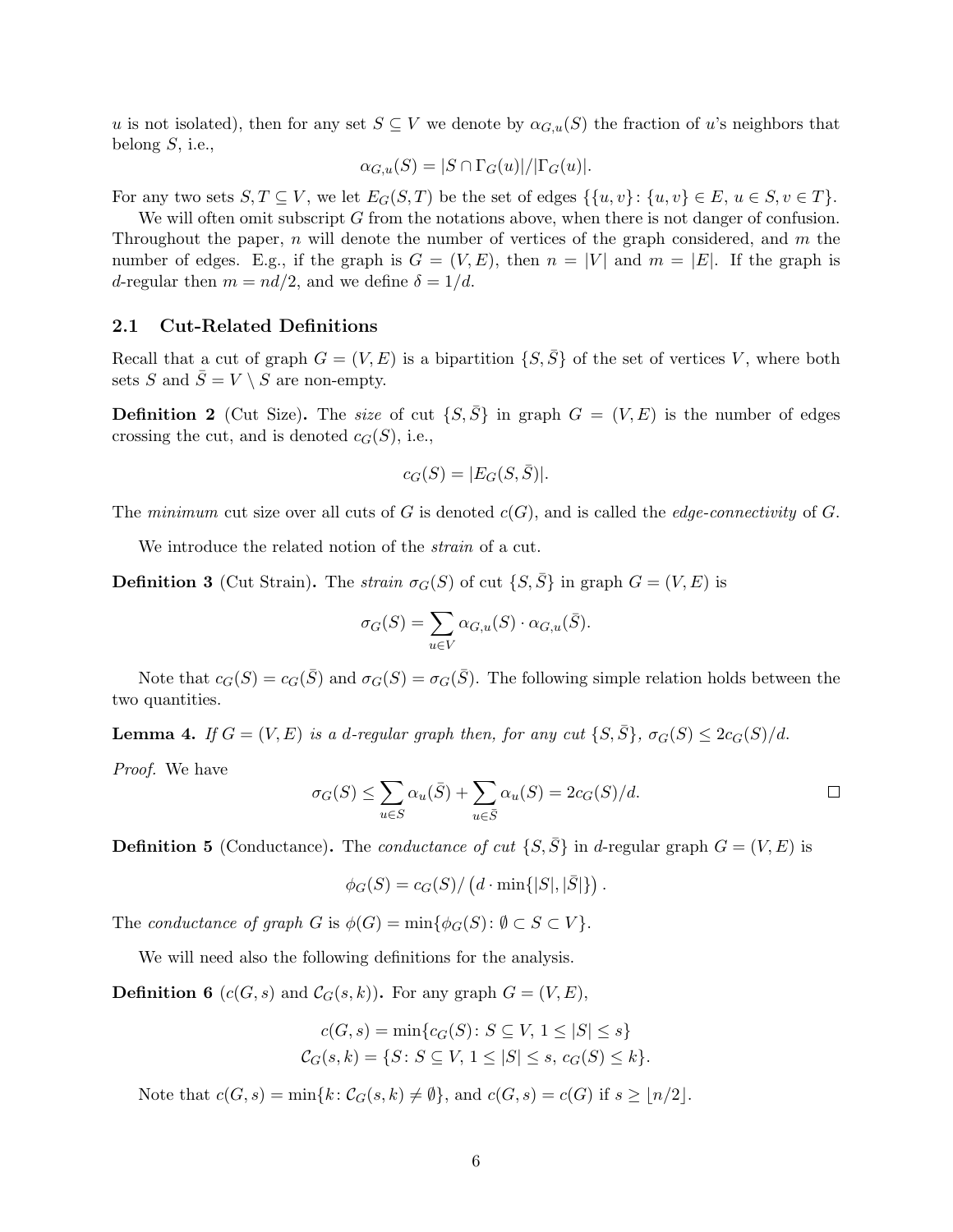$u$ is not isolated), then for any set $S \subseteq V$ we denote by $\alpha_{G,u}(S)$ the fraction of $u$'s neighbors that belong $S$, i.e.,

$$\alpha_{G,u}(S) = |S \cap \Gamma_G(u)|/|\Gamma_G(u)|.$$

For any two sets $S, T \subseteq V$, we let $E_G(S,T)$ be the set of edges $\{\{u,v\}: \{u,v\} \in E,\ u \in S, v \in T\}$.

We will often omit subscript $G$ from the notations above, when there is not danger of confusion. Throughout the paper, $n$ will denote the number of vertices of the graph considered, and $m$ the number of edges. E.g., if the graph is $G = (V,E)$, then $n = |V|$ and $m = |E|$. If the graph is $d$-regular then $m = nd/2$, and we define $\delta = 1/d$.

### 2.1 Cut-Related Definitions

Recall that a cut of graph $G = (V,E)$ is a bipartition $\{S, \bar{S}\}$ of the set of vertices $V$, where both sets $S$ and $\bar{S} = V \setminus S$ are non-empty.

**Definition 2** (Cut Size)**.** The *size* of cut $\{S, \bar{S}\}$ in graph $G = (V,E)$ is the number of edges crossing the cut, and is denoted $c_G(S)$, i.e.,

$$c_G(S) = |E_G(S, \bar{S})|.$$

The *minimum* cut size over all cuts of $G$ is denoted $c(G)$, and is called the *edge-connectivity* of $G$.

We introduce the related notion of the *strain* of a cut.

**Definition 3** (Cut Strain)**.** The *strain* $\sigma_G(S)$ of cut $\{S, \bar{S}\}$ in graph $G = (V,E)$ is

$$\sigma_G(S) = \sum_{u \in V} \alpha_{G,u}(S) \cdot \alpha_{G,u}(\bar{S}).$$

Note that $c_G(S) = c_G(\bar{S})$ and $\sigma_G(S) = \sigma_G(\bar{S})$. The following simple relation holds between the two quantities.

**Lemma 4.** *If $G = (V,E)$ is a $d$-regular graph then, for any cut $\{S, \bar{S}\}$, $\sigma_G(S) \leq 2c_G(S)/d$.*

*Proof.* We have

$$\sigma_G(S) \leq \sum_{u \in S} \alpha_u(\bar{S}) + \sum_{u \in \bar{S}} \alpha_u(S) = 2c_G(S)/d.$$

□

**Definition 5** (Conductance)**.** The *conductance of cut* $\{S, \bar{S}\}$ in $d$-regular graph $G = (V,E)$ is

$$\phi_G(S) = c_G(S)/\left(d \cdot \min\{|S|, |\bar{S}|\}\right).$$

The *conductance of graph* $G$ is $\phi(G) = \min\{\phi_G(S) : \emptyset \subset S \subset V\}$.

We will need also the following definitions for the analysis.

**Definition 6** ($c(G,s)$ and $\mathcal{C}_G(s,k)$)**.** For any graph $G = (V,E)$,

$$c(G,s) = \min\{c_G(S) : S \subseteq V,\ 1 \leq |S| \leq s\}$$
$$\mathcal{C}_G(s,k) = \{S : S \subseteq V,\ 1 \leq |S| \leq s,\ c_G(S) \leq k\}.$$

Note that $c(G,s) = \min\{k : \mathcal{C}_G(s,k) \neq \emptyset\}$, and $c(G,s) = c(G)$ if $s \geq \lfloor n/2 \rfloor$.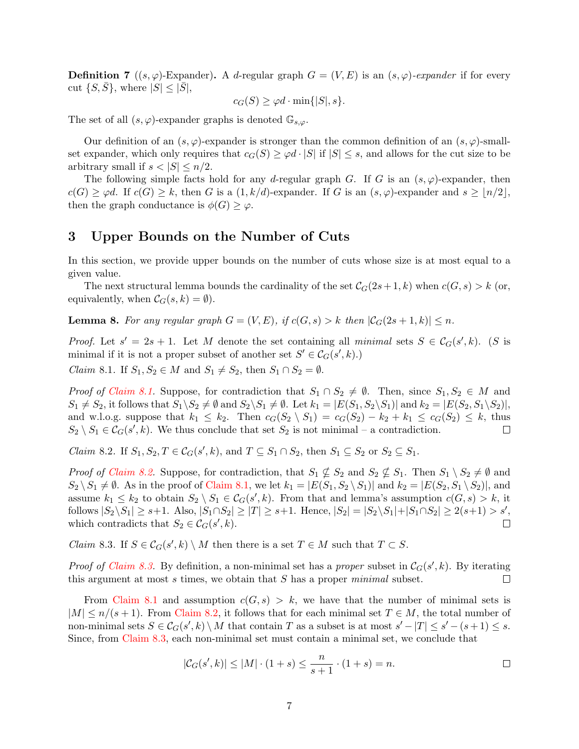**Definition 7** (($s, \varphi$)-Expander)**.** A $d$-regular graph $G = (V, E)$ is an *$(s, \varphi)$-expander* if for every cut $\{S, \bar{S}\}$, where $|S| \leq |\bar{S}|$,

$$c_G(S) \geq \varphi d \cdot \min\{|S|, s\}.$$

The set of all $(s, \varphi)$-expander graphs is denoted $\mathbb{G}_{s,\varphi}$.

Our definition of an $(s, \varphi)$-expander is stronger than the common definition of an $(s, \varphi)$-small-set expander, which only requires that $c_G(S) \geq \varphi d \cdot |S|$ if $|S| \leq s$, and allows for the cut size to be arbitrary small if $s < |S| \leq n/2$.

The following simple facts hold for any $d$-regular graph $G$. If $G$ is an $(s, \varphi)$-expander, then $c(G) \geq \varphi d$. If $c(G) \geq k$, then $G$ is a $(1, k/d)$-expander. If $G$ is an $(s, \varphi)$-expander and $s \geq \lfloor n/2 \rfloor$, then the graph conductance is $\phi(G) \geq \varphi$.

# 3 Upper Bounds on the Number of Cuts

In this section, we provide upper bounds on the number of cuts whose size is at most equal to a given value.

The next structural lemma bounds the cardinality of the set $\mathcal{C}_G(2s + 1, k)$ when $c(G, s) > k$ (or, equivalently, when $\mathcal{C}_G(s, k) = \emptyset$).

**Lemma 8.** *For any regular graph $G = (V, E)$, if $c(G, s) > k$ then $|\mathcal{C}_G(2s + 1, k)| \leq n$.*

*Proof.* Let $s' = 2s + 1$. Let $M$ denote the set containing all *minimal* sets $S \in \mathcal{C}_G(s', k)$. ($S$ is minimal if it is not a proper subset of another set $S' \in \mathcal{C}_G(s', k)$.)

*Claim* 8.1. If $S_1, S_2 \in M$ and $S_1 \neq S_2$, then $S_1 \cap S_2 = \emptyset$.

*Proof of Claim 8.1.* Suppose, for contradiction that $S_1 \cap S_2 \neq \emptyset$. Then, since $S_1, S_2 \in M$ and $S_1 \neq S_2$, it follows that $S_1 \backslash S_2 \neq \emptyset$ and $S_2 \backslash S_1 \neq \emptyset$. Let $k_1 = |E(S_1, S_2 \backslash S_1)|$ and $k_2 = |E(S_2, S_1 \backslash S_2)|$, and w.l.o.g. suppose that $k_1 \leq k_2$. Then $c_G(S_2 \setminus S_1) = c_G(S_2) - k_2 + k_1 \leq c_G(S_2) \leq k$, thus $S_2 \setminus S_1 \in \mathcal{C}_G(s', k)$. We thus conclude that set $S_2$ is not minimal – a contradiction. $\square$

*Claim* 8.2. If $S_1, S_2, T \in \mathcal{C}_G(s', k)$, and $T \subseteq S_1 \cap S_2$, then $S_1 \subseteq S_2$ or $S_2 \subseteq S_1$.

*Proof of Claim 8.2.* Suppose, for contradiction, that $S_1 \nsubseteq S_2$ and $S_2 \nsubseteq S_1$. Then $S_1 \setminus S_2 \neq \emptyset$ and $S_2 \setminus S_1 \neq \emptyset$. As in the proof of Claim 8.1, we let $k_1 = |E(S_1, S_2 \setminus S_1)|$ and $k_2 = |E(S_2, S_1 \setminus S_2)|$, and assume $k_1 \leq k_2$ to obtain $S_2 \setminus S_1 \in \mathcal{C}_G(s', k)$. From that and lemma's assumption $c(G, s) > k$, it follows $|S_2 \backslash S_1| \geq s+1$. Also, $|S_1 \cap S_2| \geq |T| \geq s+1$. Hence, $|S_2| = |S_2 \backslash S_1| + |S_1 \cap S_2| \geq 2(s+1) > s'$, which contradicts that $S_2 \in \mathcal{C}_G(s', k)$. $\square$

*Claim* 8.3. If $S \in \mathcal{C}_G(s', k) \setminus M$ then there is a set $T \in M$ such that $T \subset S$.

*Proof of Claim 8.3.* By definition, a non-minimal set has a *proper* subset in $\mathcal{C}_G(s', k)$. By iterating this argument at most $s$ times, we obtain that $S$ has a proper *minimal* subset. $\square$

From Claim 8.1 and assumption $c(G, s) > k$, we have that the number of minimal sets is $|M| \leq n/(s + 1)$. From Claim 8.2, it follows that for each minimal set $T \in M$, the total number of non-minimal sets $S \in \mathcal{C}_G(s', k) \setminus M$ that contain $T$ as a subset is at most $s' - |T| \leq s' - (s+1) \leq s$. Since, from Claim 8.3, each non-minimal set must contain a minimal set, we conclude that

$$|\mathcal{C}_G(s', k)| \leq |M| \cdot (1 + s) \leq \frac{n}{s + 1} \cdot (1 + s) = n.$$

$\square$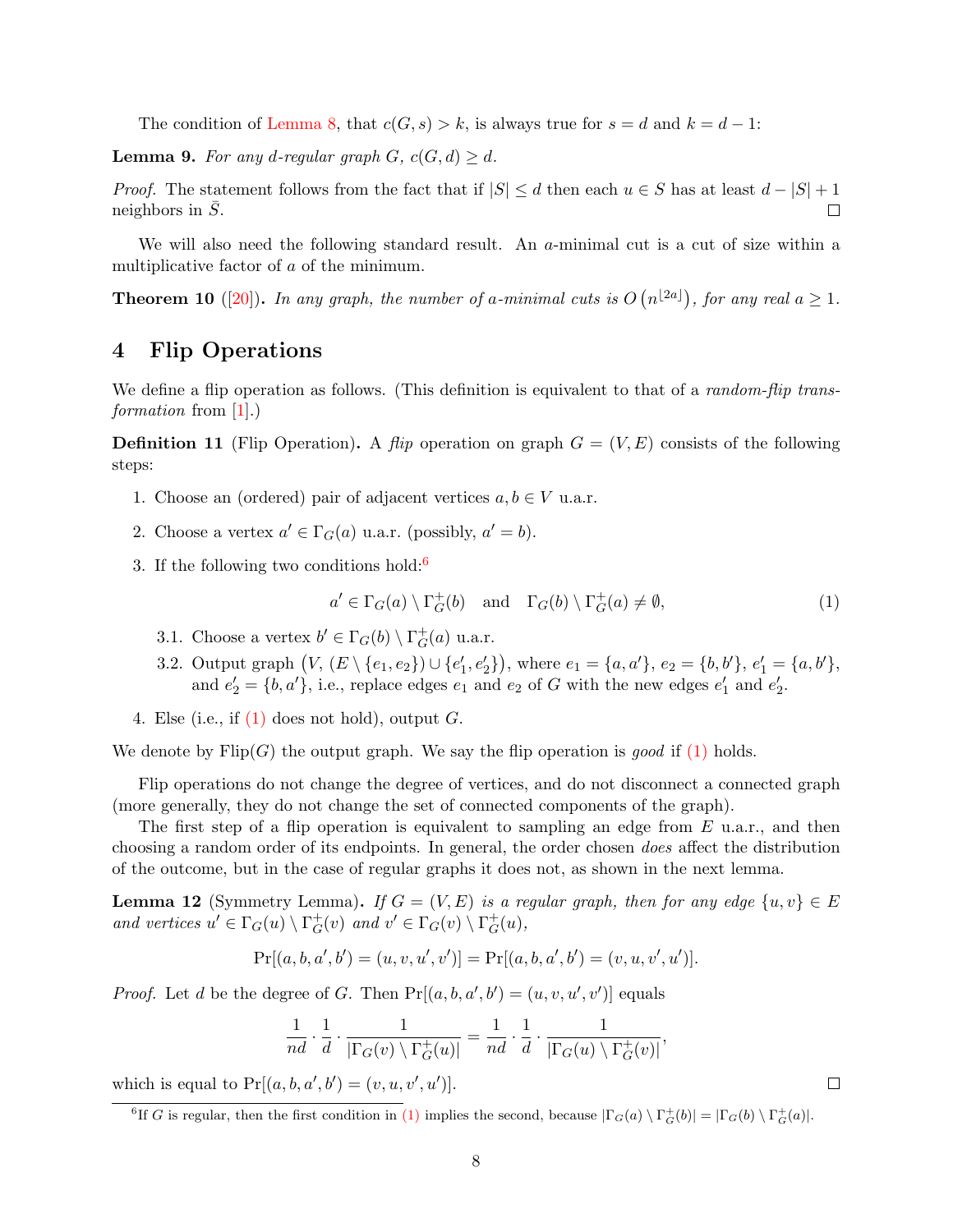The condition of Lemma 8, that $c(G, s) > k$, is always true for $s = d$ and $k = d - 1$:

**Lemma 9.** *For any $d$-regular graph $G$, $c(G, d) \geq d$.*

*Proof.* The statement follows from the fact that if $|S| \leq d$ then each $u \in S$ has at least $d - |S| + 1$ neighbors in $\bar{S}$. □

We will also need the following standard result. An $a$-minimal cut is a cut of size within a multiplicative factor of $a$ of the minimum.

**Theorem 10** ([20]). *In any graph, the number of $a$-minimal cuts is $O\left(n^{\lfloor 2a \rfloor}\right)$, for any real $a \geq 1$.*

# 4 Flip Operations

We define a flip operation as follows. (This definition is equivalent to that of a *random-flip transformation* from [1].)

**Definition 11** (Flip Operation). A *flip* operation on graph $G = (V, E)$ consists of the following steps:

1. Choose an (ordered) pair of adjacent vertices $a, b \in V$ u.a.r.
2. Choose a vertex $a' \in \Gamma_G(a)$ u.a.r. (possibly, $a' = b$).
3. If the following two conditions hold:[6]

$$a' \in \Gamma_G(a) \setminus \Gamma_G^+(b) \quad \text{and} \quad \Gamma_G(b) \setminus \Gamma_G^+(a) \neq \emptyset, \tag{1}$$

   3.1. Choose a vertex $b' \in \Gamma_G(b) \setminus \Gamma_G^+(a)$ u.a.r.

   3.2. Output graph $\left(V, (E \setminus \{e_1, e_2\}) \cup \{e_1', e_2'\}\right)$, where $e_1 = \{a, a'\}$, $e_2 = \{b, b'\}$, $e_1' = \{a, b'\}$, and $e_2' = \{b, a'\}$, i.e., replace edges $e_1$ and $e_2$ of $G$ with the new edges $e_1'$ and $e_2'$.

4. Else (i.e., if (1) does not hold), output $G$.

We denote by $\mathrm{Flip}(G)$ the output graph. We say the flip operation is *good* if (1) holds.

Flip operations do not change the degree of vertices, and do not disconnect a connected graph (more generally, they do not change the set of connected components of the graph).

The first step of a flip operation is equivalent to sampling an edge from $E$ u.a.r., and then choosing a random order of its endpoints. In general, the order chosen *does* affect the distribution of the outcome, but in the case of regular graphs it does not, as shown in the next lemma.

**Lemma 12** (Symmetry Lemma). *If $G = (V, E)$ is a regular graph, then for any edge $\{u, v\} \in E$ and vertices $u' \in \Gamma_G(u) \setminus \Gamma_G^+(v)$ and $v' \in \Gamma_G(v) \setminus \Gamma_G^+(u)$,*

$$\Pr[(a, b, a', b') = (u, v, u', v')] = \Pr[(a, b, a', b') = (v, u, v', u')].$$

*Proof.* Let $d$ be the degree of $G$. Then $\Pr[(a, b, a', b') = (u, v, u', v')]$ equals

$$\frac{1}{nd} \cdot \frac{1}{d} \cdot \frac{1}{|\Gamma_G(v) \setminus \Gamma_G^+(u)|} = \frac{1}{nd} \cdot \frac{1}{d} \cdot \frac{1}{|\Gamma_G(u) \setminus \Gamma_G^+(v)|},$$

which is equal to $\Pr[(a, b, a', b') = (v, u, v', u')]$. □

---

[6] If $G$ is regular, then the first condition in (1) implies the second, because $|\Gamma_G(a) \setminus \Gamma_G^+(b)| = |\Gamma_G(b) \setminus \Gamma_G^+(a)|$.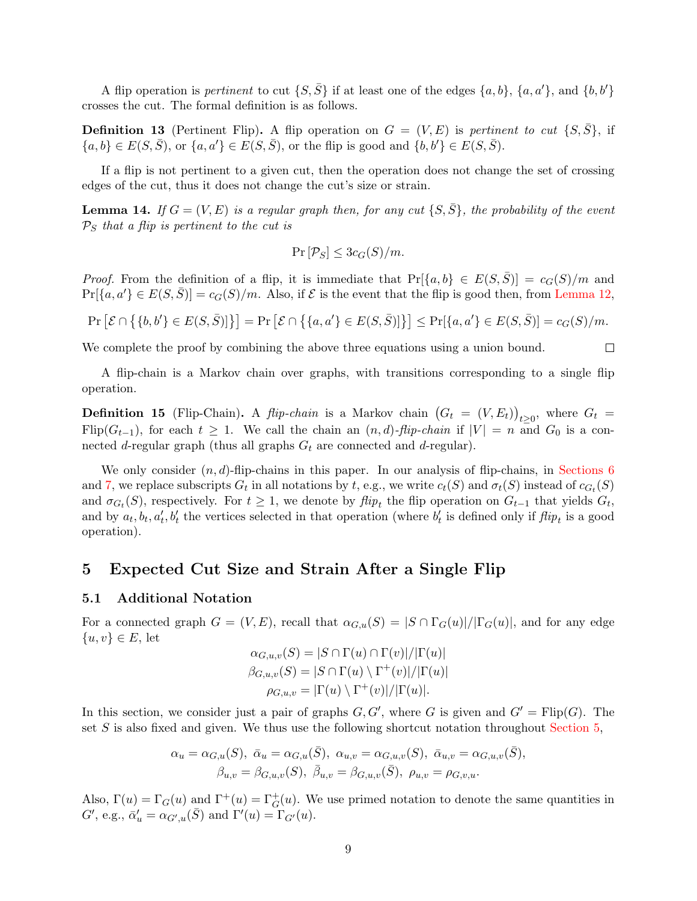A flip operation is *pertinent* to cut $\{S, \bar{S}\}$ if at least one of the edges $\{a, b\}$, $\{a, a'\}$, and $\{b, b'\}$ crosses the cut. The formal definition is as follows.

**Definition 13** (Pertinent Flip)**.** A flip operation on $G = (V, E)$ is *pertinent to cut* $\{S, \bar{S}\}$, if $\{a, b\} \in E(S, \bar{S})$, or $\{a, a'\} \in E(S, \bar{S})$, or the flip is good and $\{b, b'\} \in E(S, \bar{S})$.

If a flip is not pertinent to a given cut, then the operation does not change the set of crossing edges of the cut, thus it does not change the cut's size or strain.

**Lemma 14.** *If $G = (V, E)$ is a regular graph then, for any cut $\{S, \bar{S}\}$, the probability of the event $\mathcal{P}_S$ that a flip is pertinent to the cut is*

$$\Pr[\mathcal{P}_S] \leq 3c_G(S)/m.$$

*Proof.* From the definition of a flip, it is immediate that $\Pr[\{a, b\} \in E(S, \bar{S})] = c_G(S)/m$ and $\Pr[\{a, a'\} \in E(S, \bar{S})] = c_G(S)/m$. Also, if $\mathcal{E}$ is the event that the flip is good then, from Lemma 12,

$$\Pr\left[\mathcal{E} \cap \{\{b, b'\} \in E(S, \bar{S})\}\right] = \Pr\left[\mathcal{E} \cap \{\{a, a'\} \in E(S, \bar{S})\}\right] \leq \Pr[\{a, a'\} \in E(S, \bar{S})] = c_G(S)/m.$$

We complete the proof by combining the above three equations using a union bound. □

A flip-chain is a Markov chain over graphs, with transitions corresponding to a single flip operation.

**Definition 15** (Flip-Chain)**.** A *flip-chain* is a Markov chain $\left(G_t = (V, E_t)\right)_{t \geq 0}$, where $G_t = \text{Flip}(G_{t-1})$, for each $t \geq 1$. We call the chain an $(n, d)$*-flip-chain* if $|V| = n$ and $G_0$ is a connected $d$-regular graph (thus all graphs $G_t$ are connected and $d$-regular).

We only consider $(n, d)$-flip-chains in this paper. In our analysis of flip-chains, in Sections 6 and 7, we replace subscripts $G_t$ in all notations by $t$, e.g., we write $c_t(S)$ and $\sigma_t(S)$ instead of $c_{G_t}(S)$ and $\sigma_{G_t}(S)$, respectively. For $t \geq 1$, we denote by *flip*$_t$ the flip operation on $G_{t-1}$ that yields $G_t$, and by $a_t, b_t, a'_t, b'_t$ the vertices selected in that operation (where $b'_t$ is defined only if *flip*$_t$ is a good operation).

# 5 Expected Cut Size and Strain After a Single Flip

## 5.1 Additional Notation

For a connected graph $G = (V, E)$, recall that $\alpha_{G,u}(S) = |S \cap \Gamma_G(u)|/|\Gamma_G(u)|$, and for any edge $\{u, v\} \in E$, let

$$\alpha_{G,u,v}(S) = |S \cap \Gamma(u) \cap \Gamma(v)|/|\Gamma(u)|$$
$$\beta_{G,u,v}(S) = |S \cap \Gamma(u) \setminus \Gamma^+(v)|/|\Gamma(u)|$$
$$\rho_{G,u,v} = |\Gamma(u) \setminus \Gamma^+(v)|/|\Gamma(u)|.$$

In this section, we consider just a pair of graphs $G, G'$, where $G$ is given and $G' = \text{Flip}(G)$. The set $S$ is also fixed and given. We thus use the following shortcut notation throughout Section 5,

$$\alpha_u = \alpha_{G,u}(S),\ \bar{\alpha}_u = \alpha_{G,u}(\bar{S}),\ \alpha_{u,v} = \alpha_{G,u,v}(S),\ \bar{\alpha}_{u,v} = \alpha_{G,u,v}(\bar{S}),$$
$$\beta_{u,v} = \beta_{G,u,v}(S),\ \bar{\beta}_{u,v} = \beta_{G,u,v}(\bar{S}),\ \rho_{u,v} = \rho_{G,v,u}.$$

Also, $\Gamma(u) = \Gamma_G(u)$ and $\Gamma^+(u) = \Gamma^+_G(u)$. We use primed notation to denote the same quantities in $G'$, e.g., $\bar{\alpha}'_u = \alpha_{G',u}(\bar{S})$ and $\Gamma'(u) = \Gamma_{G'}(u)$.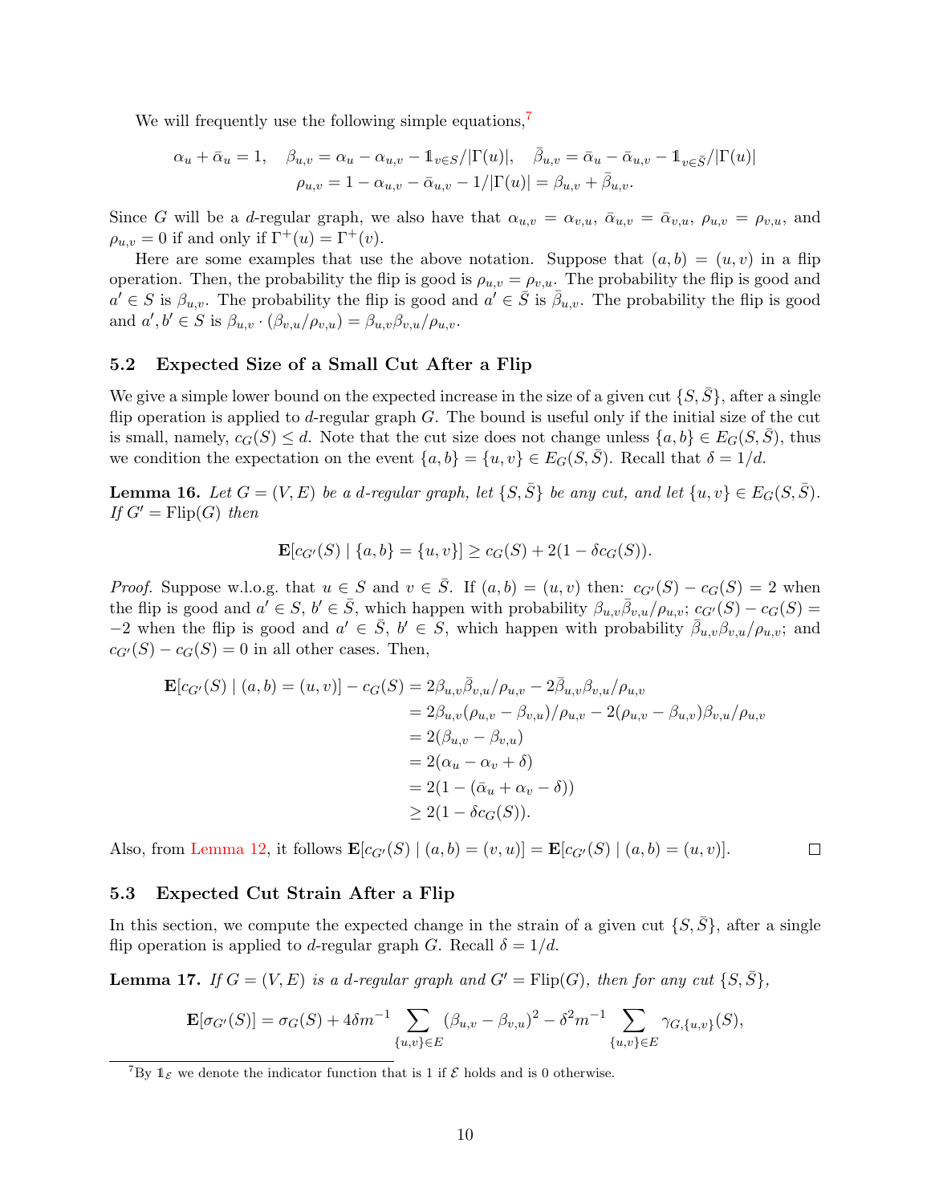We will frequently use the following simple equations,[7]

$$\alpha_u + \bar{\alpha}_u = 1, \quad \beta_{u,v} = \alpha_u - \alpha_{u,v} - \mathbb{1}_{v \in S}/|\Gamma(u)|, \quad \bar{\beta}_{u,v} = \bar{\alpha}_u - \bar{\alpha}_{u,v} - \mathbb{1}_{v \in \bar{S}}/|\Gamma(u)|$$
$$\rho_{u,v} = 1 - \alpha_{u,v} - \bar{\alpha}_{u,v} - 1/|\Gamma(u)| = \beta_{u,v} + \bar{\beta}_{u,v}.$$

Since $G$ will be a $d$-regular graph, we also have that $\alpha_{u,v} = \alpha_{v,u}$, $\bar{\alpha}_{u,v} = \bar{\alpha}_{v,u}$, $\rho_{u,v} = \rho_{v,u}$, and $\rho_{u,v} = 0$ if and only if $\Gamma^+(u) = \Gamma^+(v)$.

Here are some examples that use the above notation. Suppose that $(a,b) = (u,v)$ in a flip operation. Then, the probability the flip is good is $\rho_{u,v} = \rho_{v,u}$. The probability the flip is good and $a' \in S$ is $\beta_{u,v}$. The probability the flip is good and $a' \in \bar{S}$ is $\bar{\beta}_{u,v}$. The probability the flip is good and $a', b' \in S$ is $\beta_{u,v} \cdot (\beta_{v,u}/\rho_{v,u}) = \beta_{u,v}\beta_{v,u}/\rho_{u,v}$.

### 5.2 Expected Size of a Small Cut After a Flip

We give a simple lower bound on the expected increase in the size of a given cut $\{S, \bar{S}\}$, after a single flip operation is applied to $d$-regular graph $G$. The bound is useful only if the initial size of the cut is small, namely, $c_G(S) \le d$. Note that the cut size does not change unless $\{a,b\} \in E_G(S, \bar{S})$, thus we condition the expectation on the event $\{a,b\} = \{u,v\} \in E_G(S, \bar{S})$. Recall that $\delta = 1/d$.

**Lemma 16.** *Let $G = (V,E)$ be a $d$-regular graph, let $\{S, \bar{S}\}$ be any cut, and let $\{u,v\} \in E_G(S, \bar{S})$. If $G' = \mathrm{Flip}(G)$ then*

$$\mathbf{E}[c_{G'}(S) \mid \{a,b\} = \{u,v\}] \ge c_G(S) + 2(1 - \delta c_G(S)).$$

*Proof.* Suppose w.l.o.g. that $u \in S$ and $v \in \bar{S}$. If $(a,b) = (u,v)$ then: $c_{G'}(S) - c_G(S) = 2$ when the flip is good and $a' \in S$, $b' \in \bar{S}$, which happen with probability $\beta_{u,v}\bar{\beta}_{v,u}/\rho_{u,v}$; $c_{G'}(S) - c_G(S) = -2$ when the flip is good and $a' \in \bar{S}$, $b' \in S$, which happen with probability $\bar{\beta}_{u,v}\beta_{v,u}/\rho_{u,v}$; and $c_{G'}(S) - c_G(S) = 0$ in all other cases. Then,

$$\begin{aligned}
\mathbf{E}[c_{G'}(S) \mid (a,b) = (u,v)] - c_G(S) &= 2\beta_{u,v}\bar{\beta}_{v,u}/\rho_{u,v} - 2\bar{\beta}_{u,v}\beta_{v,u}/\rho_{u,v} \\
&= 2\beta_{u,v}(\rho_{u,v} - \beta_{v,u})/\rho_{u,v} - 2(\rho_{u,v} - \beta_{u,v})\beta_{v,u}/\rho_{u,v} \\
&= 2(\beta_{u,v} - \beta_{v,u}) \\
&= 2(\alpha_u - \alpha_v + \delta) \\
&= 2(1 - (\bar{\alpha}_u + \alpha_v - \delta)) \\
&\ge 2(1 - \delta c_G(S)).
\end{aligned}$$

Also, from Lemma 12, it follows $\mathbf{E}[c_{G'}(S) \mid (a,b) = (v,u)] = \mathbf{E}[c_{G'}(S) \mid (a,b) = (u,v)]$. ∎

### 5.3 Expected Cut Strain After a Flip

In this section, we compute the expected change in the strain of a given cut $\{S, \bar{S}\}$, after a single flip operation is applied to $d$-regular graph $G$. Recall $\delta = 1/d$.

**Lemma 17.** *If $G = (V,E)$ is a $d$-regular graph and $G' = \mathrm{Flip}(G)$, then for any cut $\{S, \bar{S}\}$,*

$$\mathbf{E}[\sigma_{G'}(S)] = \sigma_G(S) + 4\delta m^{-1} \sum_{\{u,v\} \in E} (\beta_{u,v} - \beta_{v,u})^2 - \delta^2 m^{-1} \sum_{\{u,v\} \in E} \gamma_{G,\{u,v\}}(S),$$

[7] By $\mathbb{1}_{\mathcal{E}}$ we denote the indicator function that is 1 if $\mathcal{E}$ holds and is 0 otherwise.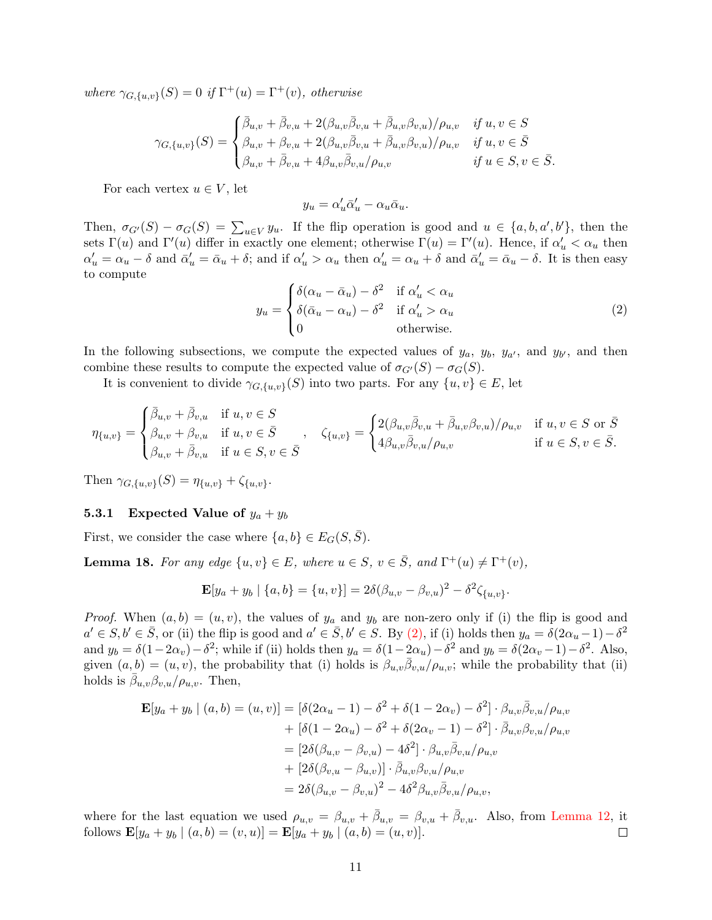*where* $\gamma_{G,\{u,v\}}(S) = 0$ *if* $\Gamma^+(u) = \Gamma^+(v)$*, otherwise*

$$\gamma_{G,\{u,v\}}(S) = \begin{cases} \bar{\beta}_{u,v} + \bar{\beta}_{v,u} + 2(\beta_{u,v}\bar{\beta}_{v,u} + \bar{\beta}_{u,v}\beta_{v,u})/\rho_{u,v} & \text{if } u,v \in S \\ \beta_{u,v} + \beta_{v,u} + 2(\beta_{u,v}\bar{\beta}_{v,u} + \bar{\beta}_{u,v}\beta_{v,u})/\rho_{u,v} & \text{if } u,v \in \bar{S} \\ \beta_{u,v} + \bar{\beta}_{v,u} + 4\beta_{u,v}\bar{\beta}_{v,u}/\rho_{u,v} & \text{if } u \in S, v \in \bar{S}. \end{cases}$$

For each vertex $u \in V$, let

$$y_u = \alpha'_u \bar{\alpha}'_u - \alpha_u \bar{\alpha}_u.$$

Then, $\sigma_{G'}(S) - \sigma_G(S) = \sum_{u \in V} y_u$. If the flip operation is good and $u \in \{a, b, a', b'\}$, then the sets $\Gamma(u)$ and $\Gamma'(u)$ differ in exactly one element; otherwise $\Gamma(u) = \Gamma'(u)$. Hence, if $\alpha'_u < \alpha_u$ then $\alpha'_u = \alpha_u - \delta$ and $\bar{\alpha}'_u = \bar{\alpha}_u + \delta$; and if $\alpha'_u > \alpha_u$ then $\alpha'_u = \alpha_u + \delta$ and $\bar{\alpha}'_u = \bar{\alpha}_u - \delta$. It is then easy to compute

$$y_u = \begin{cases} \delta(\alpha_u - \bar{\alpha}_u) - \delta^2 & \text{if } \alpha'_u < \alpha_u \\ \delta(\bar{\alpha}_u - \alpha_u) - \delta^2 & \text{if } \alpha'_u > \alpha_u \\ 0 & \text{otherwise.} \end{cases} \tag{2}$$

In the following subsections, we compute the expected values of $y_a$, $y_b$, $y_{a'}$, and $y_{b'}$, and then combine these results to compute the expected value of $\sigma_{G'}(S) - \sigma_G(S)$.

It is convenient to divide $\gamma_{G,\{u,v\}}(S)$ into two parts. For any $\{u,v\} \in E$, let

$$\eta_{\{u,v\}} = \begin{cases} \bar{\beta}_{u,v} + \bar{\beta}_{v,u} & \text{if } u,v \in S \\ \beta_{u,v} + \beta_{v,u} & \text{if } u,v \in \bar{S} \\ \beta_{u,v} + \bar{\beta}_{v,u} & \text{if } u \in S, v \in \bar{S} \end{cases}, \quad \zeta_{\{u,v\}} = \begin{cases} 2(\beta_{u,v}\bar{\beta}_{v,u} + \bar{\beta}_{u,v}\beta_{v,u})/\rho_{u,v} & \text{if } u,v \in S \text{ or } \bar{S} \\ 4\beta_{u,v}\bar{\beta}_{v,u}/\rho_{u,v} & \text{if } u \in S, v \in \bar{S}. \end{cases}$$

Then $\gamma_{G,\{u,v\}}(S) = \eta_{\{u,v\}} + \zeta_{\{u,v\}}$.

### 5.3.1 Expected Value of $y_a + y_b$

First, we consider the case where $\{a, b\} \in E_G(S, \bar{S})$.

**Lemma 18.** *For any edge* $\{u,v\} \in E$*, where* $u \in S$*,* $v \in \bar{S}$*, and* $\Gamma^+(u) \neq \Gamma^+(v)$*,*

$$\mathbf{E}[y_a + y_b \mid \{a,b\} = \{u,v\}] = 2\delta(\beta_{u,v} - \beta_{v,u})^2 - \delta^2\zeta_{\{u,v\}}.$$

*Proof.* When $(a,b) = (u,v)$, the values of $y_a$ and $y_b$ are non-zero only if (i) the flip is good and $a' \in S, b' \in \bar{S}$, or (ii) the flip is good and $a' \in \bar{S}, b' \in S$. By (2), if (i) holds then $y_a = \delta(2\alpha_u - 1) - \delta^2$ and $y_b = \delta(1 - 2\alpha_v) - \delta^2$; while if (ii) holds then $y_a = \delta(1 - 2\alpha_u) - \delta^2$ and $y_b = \delta(2\alpha_v - 1) - \delta^2$. Also, given $(a,b) = (u,v)$, the probability that (i) holds is $\beta_{u,v}\bar{\beta}_{v,u}/\rho_{u,v}$; while the probability that (ii) holds is $\bar{\beta}_{u,v}\beta_{v,u}/\rho_{u,v}$. Then,

$$\begin{aligned} \mathbf{E}[y_a + y_b \mid (a,b) = (u,v)] &= [\delta(2\alpha_u - 1) - \delta^2 + \delta(1 - 2\alpha_v) - \delta^2] \cdot \beta_{u,v}\bar{\beta}_{v,u}/\rho_{u,v} \\ &\quad + [\delta(1 - 2\alpha_u) - \delta^2 + \delta(2\alpha_v - 1) - \delta^2] \cdot \bar{\beta}_{u,v}\beta_{v,u}/\rho_{u,v} \\ &= [2\delta(\beta_{u,v} - \beta_{v,u}) - 4\delta^2] \cdot \beta_{u,v}\bar{\beta}_{v,u}/\rho_{u,v} \\ &\quad + [2\delta(\beta_{v,u} - \beta_{u,v})] \cdot \bar{\beta}_{u,v}\beta_{v,u}/\rho_{u,v} \\ &= 2\delta(\beta_{u,v} - \beta_{v,u})^2 - 4\delta^2\beta_{u,v}\bar{\beta}_{v,u}/\rho_{u,v}, \end{aligned}$$

where for the last equation we used $\rho_{u,v} = \beta_{u,v} + \bar{\beta}_{u,v} = \beta_{v,u} + \bar{\beta}_{v,u}$. Also, from Lemma 12, it follows $\mathbf{E}[y_a + y_b \mid (a,b) = (v,u)] = \mathbf{E}[y_a + y_b \mid (a,b) = (u,v)]$. ☐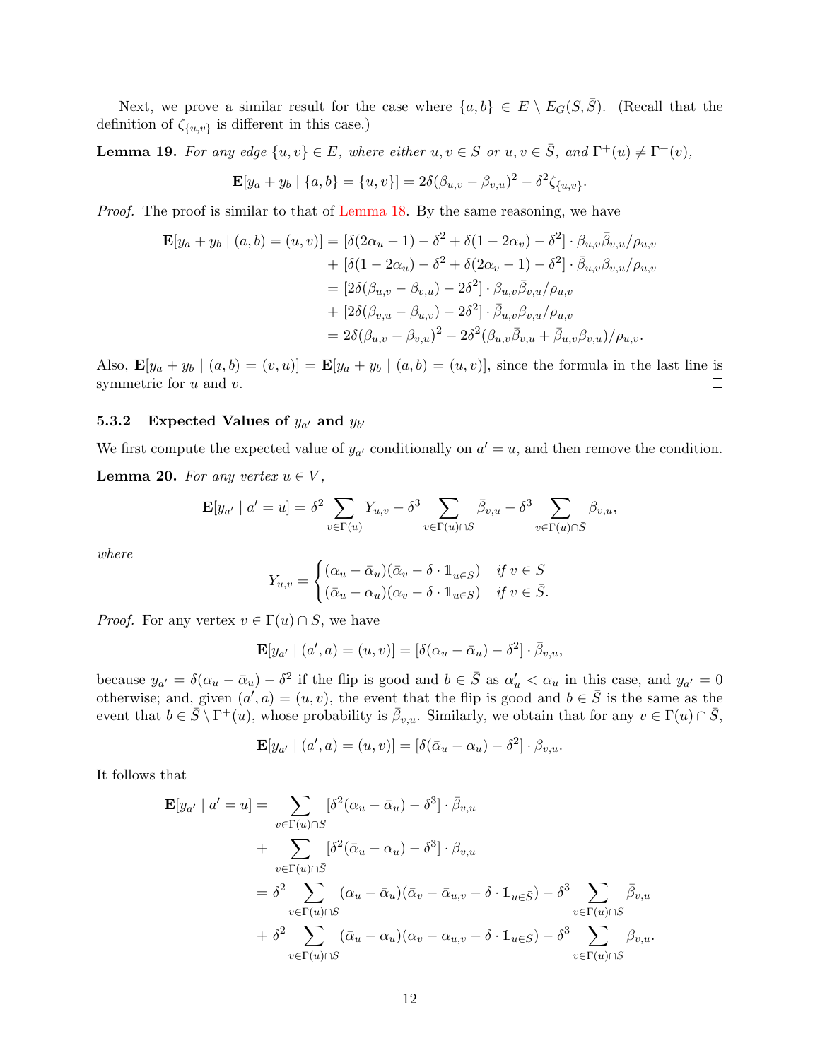Next, we prove a similar result for the case where $\{a, b\} \in E \setminus E_G(S, \bar{S})$. (Recall that the definition of $\zeta_{\{u,v\}}$ is different in this case.)

**Lemma 19.** *For any edge $\{u, v\} \in E$, where either $u, v \in S$ or $u, v \in \bar{S}$, and $\Gamma^+(u) \neq \Gamma^+(v)$,*

$$\mathbf{E}[y_a + y_b \mid \{a, b\} = \{u, v\}] = 2\delta(\beta_{u,v} - \beta_{v,u})^2 - \delta^2 \zeta_{\{u,v\}}.$$

*Proof.* The proof is similar to that of Lemma 18. By the same reasoning, we have

$$\begin{aligned}
\mathbf{E}[y_a + y_b \mid (a, b) = (u, v)] &= [\delta(2\alpha_u - 1) - \delta^2 + \delta(1 - 2\alpha_v) - \delta^2] \cdot \beta_{u,v}\bar{\beta}_{v,u}/\rho_{u,v} \\
&\quad + [\delta(1 - 2\alpha_u) - \delta^2 + \delta(2\alpha_v - 1) - \delta^2] \cdot \bar{\beta}_{u,v}\beta_{v,u}/\rho_{u,v} \\
&= [2\delta(\beta_{u,v} - \beta_{v,u}) - 2\delta^2] \cdot \beta_{u,v}\bar{\beta}_{v,u}/\rho_{u,v} \\
&\quad + [2\delta(\beta_{v,u} - \beta_{u,v}) - 2\delta^2] \cdot \bar{\beta}_{u,v}\beta_{v,u}/\rho_{u,v} \\
&= 2\delta(\beta_{u,v} - \beta_{v,u})^2 - 2\delta^2(\beta_{u,v}\bar{\beta}_{v,u} + \bar{\beta}_{u,v}\beta_{v,u})/\rho_{u,v}.
\end{aligned}$$

Also, $\mathbf{E}[y_a + y_b \mid (a, b) = (v, u)] = \mathbf{E}[y_a + y_b \mid (a, b) = (u, v)]$, since the formula in the last line is symmetric for $u$ and $v$. □

### 5.3.2 Expected Values of $y_{a'}$ and $y_{b'}$

We first compute the expected value of $y_{a'}$ conditionally on $a' = u$, and then remove the condition.

**Lemma 20.** *For any vertex $u \in V$,*

$$\mathbf{E}[y_{a'} \mid a' = u] = \delta^2 \sum_{v \in \Gamma(u)} Y_{u,v} - \delta^3 \sum_{v \in \Gamma(u) \cap S} \bar{\beta}_{v,u} - \delta^3 \sum_{v \in \Gamma(u) \cap \bar{S}} \beta_{v,u},$$

*where*

$$Y_{u,v} = \begin{cases} (\alpha_u - \bar{\alpha}_u)(\bar{\alpha}_v - \delta \cdot \mathbb{1}_{u \in \bar{S}}) & \text{if } v \in S \\ (\bar{\alpha}_u - \alpha_u)(\alpha_v - \delta \cdot \mathbb{1}_{u \in S}) & \text{if } v \in \bar{S}. \end{cases}$$

*Proof.* For any vertex $v \in \Gamma(u) \cap S$, we have

$$\mathbf{E}[y_{a'} \mid (a', a) = (u, v)] = [\delta(\alpha_u - \bar{\alpha}_u) - \delta^2] \cdot \bar{\beta}_{v,u},$$

because $y_{a'} = \delta(\alpha_u - \bar{\alpha}_u) - \delta^2$ if the flip is good and $b \in \bar{S}$ as $\alpha'_u < \alpha_u$ in this case, and $y_{a'} = 0$ otherwise; and, given $(a', a) = (u, v)$, the event that the flip is good and $b \in \bar{S}$ is the same as the event that $b \in \bar{S} \setminus \Gamma^+(u)$, whose probability is $\bar{\beta}_{v,u}$. Similarly, we obtain that for any $v \in \Gamma(u) \cap \bar{S}$,

$$\mathbf{E}[y_{a'} \mid (a', a) = (u, v)] = [\delta(\bar{\alpha}_u - \alpha_u) - \delta^2] \cdot \beta_{v,u}.$$

It follows that

$$\begin{aligned}
\mathbf{E}[y_{a'} \mid a' = u] &= \sum_{v \in \Gamma(u) \cap S} [\delta^2(\alpha_u - \bar{\alpha}_u) - \delta^3] \cdot \bar{\beta}_{v,u} \\
&\quad + \sum_{v \in \Gamma(u) \cap \bar{S}} [\delta^2(\bar{\alpha}_u - \alpha_u) - \delta^3] \cdot \beta_{v,u} \\
&= \delta^2 \sum_{v \in \Gamma(u) \cap S} (\alpha_u - \bar{\alpha}_u)(\bar{\alpha}_v - \bar{\alpha}_{u,v} - \delta \cdot \mathbb{1}_{u \in \bar{S}}) - \delta^3 \sum_{v \in \Gamma(u) \cap S} \bar{\beta}_{v,u} \\
&\quad + \delta^2 \sum_{v \in \Gamma(u) \cap \bar{S}} (\bar{\alpha}_u - \alpha_u)(\alpha_v - \alpha_{u,v} - \delta \cdot \mathbb{1}_{u \in S}) - \delta^3 \sum_{v \in \Gamma(u) \cap \bar{S}} \beta_{v,u}.
\end{aligned}$$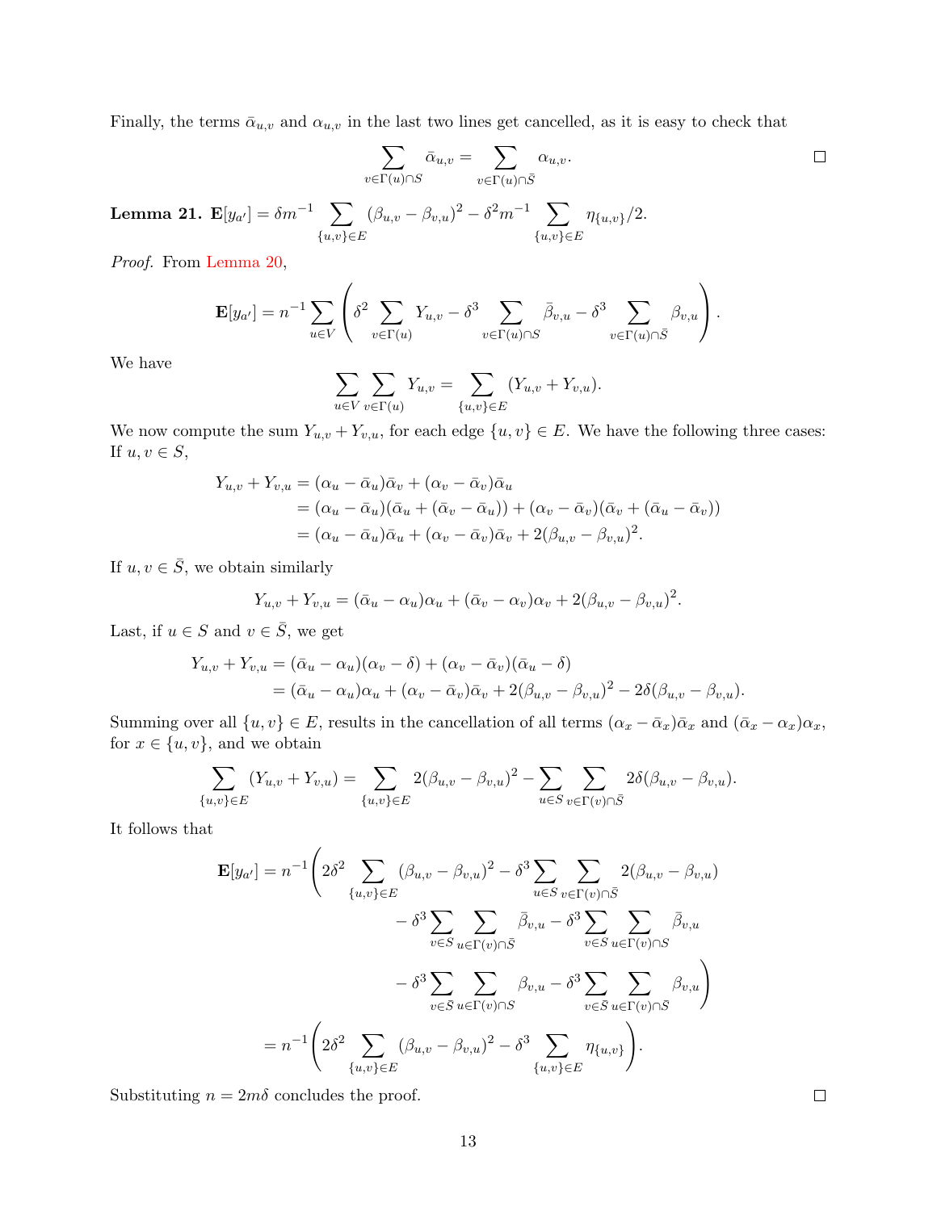Finally, the terms $\bar{\alpha}_{u,v}$ and $\alpha_{u,v}$ in the last two lines get cancelled, as it is easy to check that

$$\sum_{v \in \Gamma(u) \cap S} \bar{\alpha}_{u,v} = \sum_{v \in \Gamma(u) \cap \bar{S}} \alpha_{u,v}.$$

□

**Lemma 21.** $\mathbf{E}[y_{a'}] = \delta m^{-1} \sum_{\{u,v\} \in E} (\beta_{u,v} - \beta_{v,u})^2 - \delta^2 m^{-1} \sum_{\{u,v\} \in E} \eta_{\{u,v\}}/2.$

*Proof.* From Lemma 20,

$$\mathbf{E}[y_{a'}] = n^{-1} \sum_{u \in V} \left( \delta^2 \sum_{v \in \Gamma(u)} Y_{u,v} - \delta^3 \sum_{v \in \Gamma(u) \cap S} \bar{\beta}_{v,u} - \delta^3 \sum_{v \in \Gamma(u) \cap \bar{S}} \beta_{v,u} \right).$$

We have

$$\sum_{u \in V} \sum_{v \in \Gamma(u)} Y_{u,v} = \sum_{\{u,v\} \in E} (Y_{u,v} + Y_{v,u}).$$

We now compute the sum $Y_{u,v} + Y_{v,u}$, for each edge $\{u,v\} \in E$. We have the following three cases: If $u, v \in S$,

$$\begin{aligned}
Y_{u,v} + Y_{v,u} &= (\alpha_u - \bar{\alpha}_u)\bar{\alpha}_v + (\alpha_v - \bar{\alpha}_v)\bar{\alpha}_u \\
&= (\alpha_u - \bar{\alpha}_u)(\bar{\alpha}_u + (\bar{\alpha}_v - \bar{\alpha}_u)) + (\alpha_v - \bar{\alpha}_v)(\bar{\alpha}_v + (\bar{\alpha}_u - \bar{\alpha}_v)) \\
&= (\alpha_u - \bar{\alpha}_u)\bar{\alpha}_u + (\alpha_v - \bar{\alpha}_v)\bar{\alpha}_v + 2(\beta_{u,v} - \beta_{v,u})^2.
\end{aligned}$$

If $u, v \in \bar{S}$, we obtain similarly

$$Y_{u,v} + Y_{v,u} = (\bar{\alpha}_u - \alpha_u)\alpha_u + (\bar{\alpha}_v - \alpha_v)\alpha_v + 2(\beta_{u,v} - \beta_{v,u})^2.$$

Last, if $u \in S$ and $v \in \bar{S}$, we get

$$\begin{aligned}
Y_{u,v} + Y_{v,u} &= (\bar{\alpha}_u - \alpha_u)(\alpha_v - \delta) + (\alpha_v - \bar{\alpha}_v)(\bar{\alpha}_u - \delta) \\
&= (\bar{\alpha}_u - \alpha_u)\alpha_u + (\alpha_v - \bar{\alpha}_v)\bar{\alpha}_v + 2(\beta_{u,v} - \beta_{v,u})^2 - 2\delta(\beta_{u,v} - \beta_{v,u}).
\end{aligned}$$

Summing over all $\{u,v\} \in E$, results in the cancellation of all terms $(\alpha_x - \bar{\alpha}_x)\bar{\alpha}_x$ and $(\bar{\alpha}_x - \alpha_x)\alpha_x$, for $x \in \{u,v\}$, and we obtain

$$\sum_{\{u,v\} \in E} (Y_{u,v} + Y_{v,u}) = \sum_{\{u,v\} \in E} 2(\beta_{u,v} - \beta_{v,u})^2 - \sum_{u \in S} \sum_{v \in \Gamma(v) \cap \bar{S}} 2\delta(\beta_{u,v} - \beta_{v,u}).$$

It follows that

$$\begin{aligned}
\mathbf{E}[y_{a'}] = n^{-1} \Bigg( & 2\delta^2 \sum_{\{u,v\} \in E} (\beta_{u,v} - \beta_{v,u})^2 - \delta^3 \sum_{u \in S} \sum_{v \in \Gamma(v) \cap \bar{S}} 2(\beta_{u,v} - \beta_{v,u}) \\
& - \delta^3 \sum_{v \in S} \sum_{u \in \Gamma(v) \cap \bar{S}} \bar{\beta}_{v,u} - \delta^3 \sum_{v \in S} \sum_{u \in \Gamma(v) \cap S} \bar{\beta}_{v,u} \\
& - \delta^3 \sum_{v \in \bar{S}} \sum_{u \in \Gamma(v) \cap S} \beta_{v,u} - \delta^3 \sum_{v \in \bar{S}} \sum_{u \in \Gamma(v) \cap \bar{S}} \beta_{v,u} \Bigg) \\
= n^{-1} \Bigg( & 2\delta^2 \sum_{\{u,v\} \in E} (\beta_{u,v} - \beta_{v,u})^2 - \delta^3 \sum_{\{u,v\} \in E} \eta_{\{u,v\}} \Bigg).
\end{aligned}$$

Substituting $n = 2m\delta$ concludes the proof.

□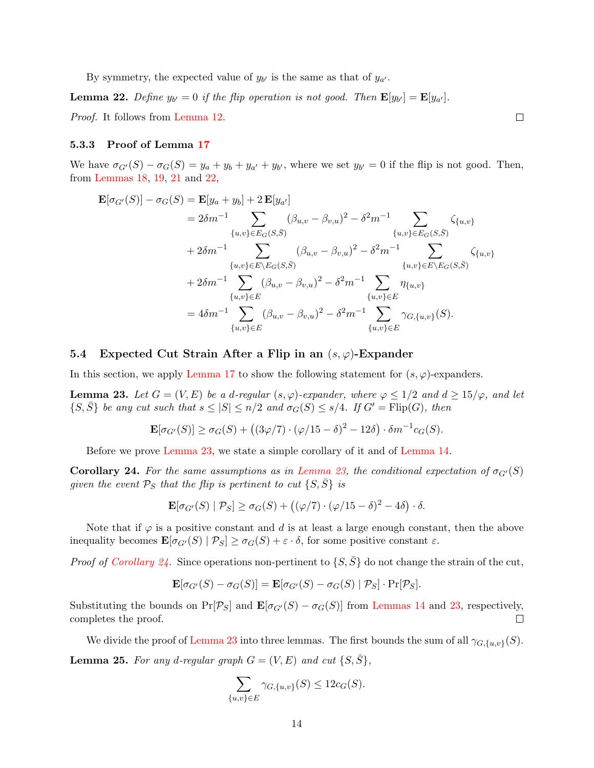By symmetry, the expected value of $y_{b'}$ is the same as that of $y_{a'}$.

**Lemma 22.** *Define $y_{b'} = 0$ if the flip operation is not good. Then $\mathbf{E}[y_{b'}] = \mathbf{E}[y_{a'}]$.*

*Proof.* It follows from Lemma 12. □

#### 5.3.3 Proof of Lemma 17

We have $\sigma_{G'}(S) - \sigma_G(S) = y_a + y_b + y_{a'} + y_{b'}$, where we set $y_{b'} = 0$ if the flip is not good. Then, from Lemmas 18, 19, 21 and 22,

$$
\begin{aligned}
\mathbf{E}[\sigma_{G'}(S)] - \sigma_G(S) &= \mathbf{E}[y_a + y_b] + 2\,\mathbf{E}[y_{a'}] \\
&= 2\delta m^{-1} \sum_{\{u,v\} \in E_G(S,\bar{S})} (\beta_{u,v} - \beta_{v,u})^2 - \delta^2 m^{-1} \sum_{\{u,v\} \in E_G(S,\bar{S})} \zeta_{\{u,v\}} \\
&\quad + 2\delta m^{-1} \sum_{\{u,v\} \in E \setminus E_G(S,\bar{S})} (\beta_{u,v} - \beta_{v,u})^2 - \delta^2 m^{-1} \sum_{\{u,v\} \in E \setminus E_G(S,\bar{S})} \zeta_{\{u,v\}} \\
&\quad + 2\delta m^{-1} \sum_{\{u,v\} \in E} (\beta_{u,v} - \beta_{v,u})^2 - \delta^2 m^{-1} \sum_{\{u,v\} \in E} \eta_{\{u,v\}} \\
&= 4\delta m^{-1} \sum_{\{u,v\} \in E} (\beta_{u,v} - \beta_{v,u})^2 - \delta^2 m^{-1} \sum_{\{u,v\} \in E} \gamma_{G,\{u,v\}}(S).
\end{aligned}
$$

### 5.4 Expected Cut Strain After a Flip in an $(s, \varphi)$-Expander

In this section, we apply Lemma 17 to show the following statement for $(s, \varphi)$-expanders.

**Lemma 23.** *Let $G = (V, E)$ be a $d$-regular $(s, \varphi)$-expander, where $\varphi \leq 1/2$ and $d \geq 15/\varphi$, and let $\{S, \bar{S}\}$ be any cut such that $s \leq |S| \leq n/2$ and $\sigma_G(S) \leq s/4$. If $G' = \mathrm{Flip}(G)$, then*

$$
\mathbf{E}[\sigma_{G'}(S)] \geq \sigma_G(S) + \big((3\varphi/7) \cdot (\varphi/15 - \delta)^2 - 12\delta\big) \cdot \delta m^{-1} c_G(S).
$$

Before we prove Lemma 23, we state a simple corollary of it and of Lemma 14.

**Corollary 24.** *For the same assumptions as in Lemma 23, the conditional expectation of $\sigma_{G'}(S)$ given the event $\mathcal{P}_S$ that the flip is pertinent to cut $\{S, \bar{S}\}$ is*

$$
\mathbf{E}[\sigma_{G'}(S) \mid \mathcal{P}_S] \geq \sigma_G(S) + \big((\varphi/7) \cdot (\varphi/15 - \delta)^2 - 4\delta\big) \cdot \delta.
$$

Note that if $\varphi$ is a positive constant and $d$ is at least a large enough constant, then the above inequality becomes $\mathbf{E}[\sigma_{G'}(S) \mid \mathcal{P}_S] \geq \sigma_G(S) + \varepsilon \cdot \delta$, for some positive constant $\varepsilon$.

*Proof of Corollary 24.* Since operations non-pertinent to $\{S, \bar{S}\}$ do not change the strain of the cut,

$$
\mathbf{E}[\sigma_{G'}(S) - \sigma_G(S)] = \mathbf{E}[\sigma_{G'}(S) - \sigma_G(S) \mid \mathcal{P}_S] \cdot \Pr[\mathcal{P}_S].
$$

Substituting the bounds on $\Pr[\mathcal{P}_S]$ and $\mathbf{E}[\sigma_{G'}(S) - \sigma_G(S)]$ from Lemmas 14 and 23, respectively, completes the proof. □

We divide the proof of Lemma 23 into three lemmas. The first bounds the sum of all $\gamma_{G,\{u,v\}}(S)$.

**Lemma 25.** *For any $d$-regular graph $G = (V, E)$ and cut $\{S, \bar{S}\}$,*

$$
\sum_{\{u,v\} \in E} \gamma_{G,\{u,v\}}(S) \leq 12 c_G(S).
$$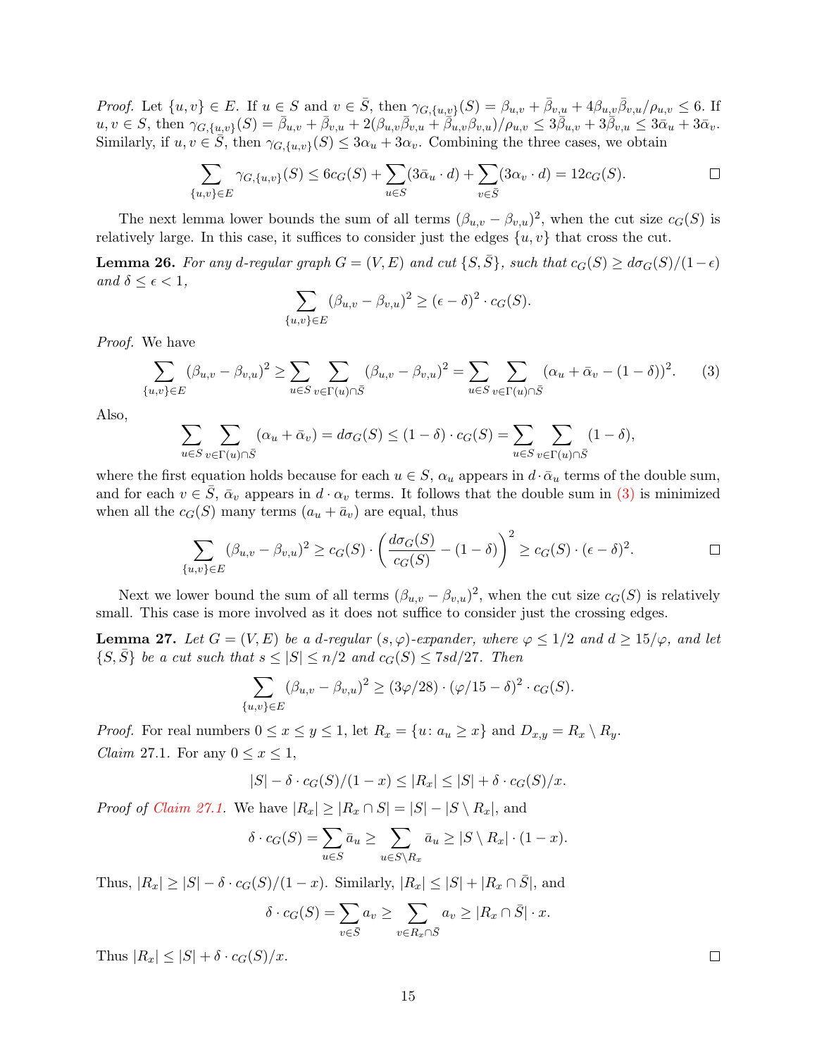*Proof.* Let $\{u,v\} \in E$. If $u \in S$ and $v \in \bar{S}$, then $\gamma_{G,\{u,v\}}(S) = \beta_{u,v} + \bar{\beta}_{v,u} + 4\beta_{u,v}\bar{\beta}_{v,u}/\rho_{u,v} \le 6$. If $u,v \in S$, then $\gamma_{G,\{u,v\}}(S) = \bar{\beta}_{u,v} + \bar{\beta}_{v,u} + 2(\beta_{u,v}\bar{\beta}_{v,u} + \bar{\beta}_{u,v}\beta_{v,u})/\rho_{u,v} \le 3\bar{\beta}_{u,v} + 3\bar{\beta}_{v,u} \le 3\bar{\alpha}_u + 3\bar{\alpha}_v$. Similarly, if $u,v \in \bar{S}$, then $\gamma_{G,\{u,v\}}(S) \le 3\alpha_u + 3\alpha_v$. Combining the three cases, we obtain

$$\sum_{\{u,v\}\in E} \gamma_{G,\{u,v\}}(S) \le 6c_G(S) + \sum_{u\in S}(3\bar{\alpha}_u \cdot d) + \sum_{v\in\bar{S}}(3\alpha_v \cdot d) = 12c_G(S).$$

□

The next lemma lower bounds the sum of all terms $(\beta_{u,v} - \beta_{v,u})^2$, when the cut size $c_G(S)$ is relatively large. In this case, it suffices to consider just the edges $\{u,v\}$ that cross the cut.

**Lemma 26.** *For any $d$-regular graph $G = (V,E)$ and cut $\{S,\bar{S}\}$, such that $c_G(S) \ge d\sigma_G(S)/(1-\epsilon)$ and $\delta \le \epsilon < 1$,*

$$\sum_{\{u,v\}\in E} (\beta_{u,v} - \beta_{v,u})^2 \ge (\epsilon - \delta)^2 \cdot c_G(S).$$

*Proof.* We have

$$\sum_{\{u,v\}\in E} (\beta_{u,v} - \beta_{v,u})^2 \ge \sum_{u\in S}\sum_{v\in\Gamma(u)\cap\bar{S}} (\beta_{u,v} - \beta_{v,u})^2 = \sum_{u\in S}\sum_{v\in\Gamma(u)\cap\bar{S}} (\alpha_u + \bar{\alpha}_v - (1-\delta))^2. \tag{3}$$

Also,

$$\sum_{u\in S}\sum_{v\in\Gamma(u)\cap\bar{S}} (\alpha_u + \bar{\alpha}_v) = d\sigma_G(S) \le (1-\delta)\cdot c_G(S) = \sum_{u\in S}\sum_{v\in\Gamma(u)\cap\bar{S}} (1-\delta),$$

where the first equation holds because for each $u \in S$, $\alpha_u$ appears in $d\cdot\bar{\alpha}_u$ terms of the double sum, and for each $v \in \bar{S}$, $\bar{\alpha}_v$ appears in $d\cdot\alpha_v$ terms. It follows that the double sum in (3) is minimized when all the $c_G(S)$ many terms $(a_u + \bar{a}_v)$ are equal, thus

$$\sum_{\{u,v\}\in E} (\beta_{u,v} - \beta_{v,u})^2 \ge c_G(S)\cdot\left(\frac{d\sigma_G(S)}{c_G(S)} - (1-\delta)\right)^2 \ge c_G(S)\cdot(\epsilon-\delta)^2.$$

□

Next we lower bound the sum of all terms $(\beta_{u,v} - \beta_{v,u})^2$, when the cut size $c_G(S)$ is relatively small. This case is more involved as it does not suffice to consider just the crossing edges.

**Lemma 27.** *Let $G = (V,E)$ be a $d$-regular $(s,\varphi)$-expander, where $\varphi \le 1/2$ and $d \ge 15/\varphi$, and let $\{S,\bar{S}\}$ be a cut such that $s \le |S| \le n/2$ and $c_G(S) \le 7sd/27$. Then*

$$\sum_{\{u,v\}\in E} (\beta_{u,v} - \beta_{v,u})^2 \ge (3\varphi/28)\cdot(\varphi/15 - \delta)^2 \cdot c_G(S).$$

*Proof.* For real numbers $0 \le x \le y \le 1$, let $R_x = \{u\colon a_u \ge x\}$ and $D_{x,y} = R_x \setminus R_y$.

*Claim* 27.1. For any $0 \le x \le 1$,

$$|S| - \delta\cdot c_G(S)/(1-x) \le |R_x| \le |S| + \delta\cdot c_G(S)/x.$$

*Proof of Claim 27.1.* We have $|R_x| \ge |R_x \cap S| = |S| - |S \setminus R_x|$, and

$$\delta\cdot c_G(S) = \sum_{u\in S}\bar{a}_u \ge \sum_{u\in S\setminus R_x}\bar{a}_u \ge |S\setminus R_x|\cdot(1-x).$$

Thus, $|R_x| \ge |S| - \delta\cdot c_G(S)/(1-x)$. Similarly, $|R_x| \le |S| + |R_x \cap \bar{S}|$, and

$$\delta\cdot c_G(S) = \sum_{v\in\bar{S}} a_v \ge \sum_{v\in R_x\cap\bar{S}} a_v \ge |R_x\cap\bar{S}|\cdot x.$$

Thus $|R_x| \le |S| + \delta\cdot c_G(S)/x$.

□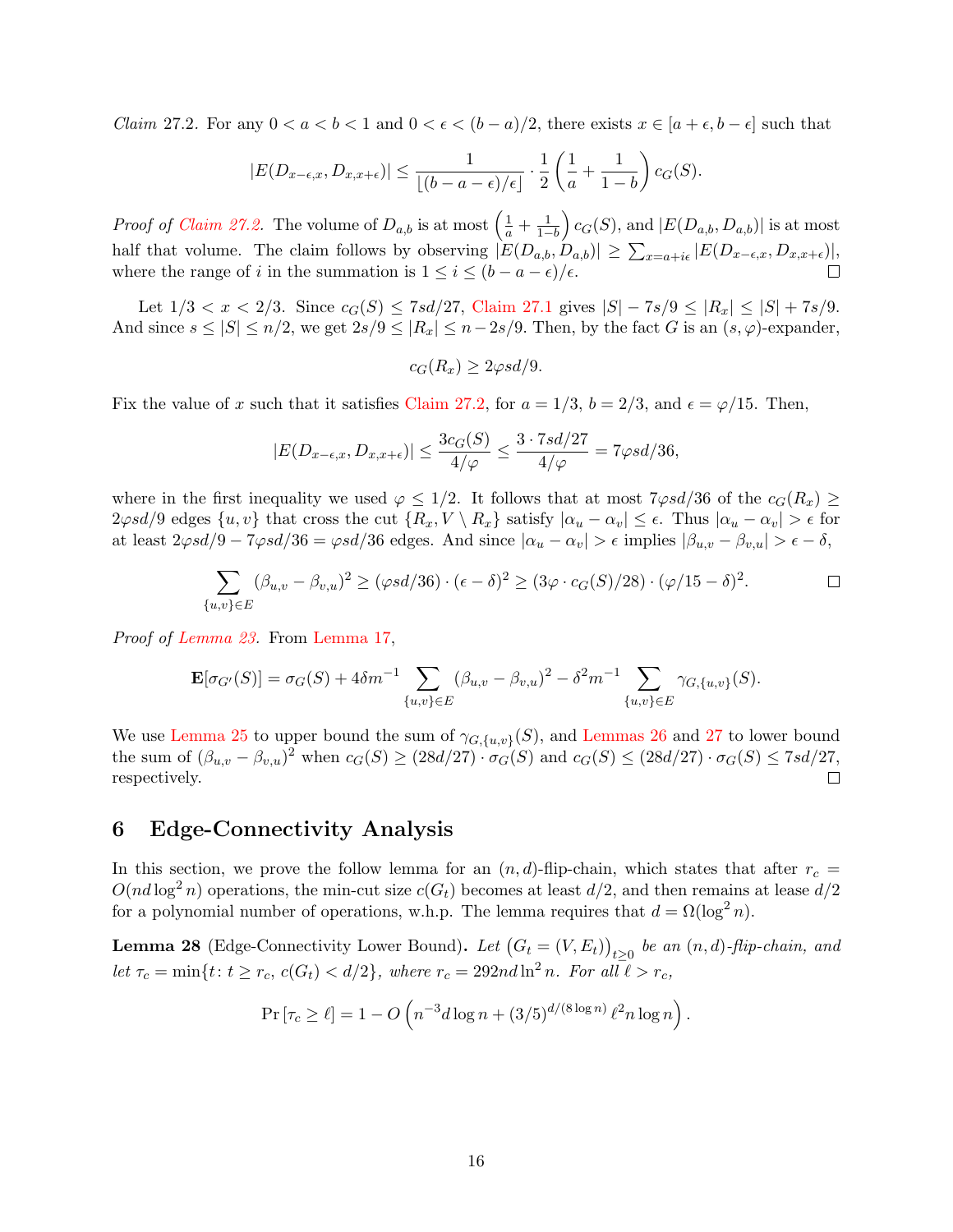*Claim* 27.2. For any $0 < a < b < 1$ and $0 < \epsilon < (b-a)/2$, there exists $x \in [a+\epsilon, b-\epsilon]$ such that

$$|E(D_{x-\epsilon,x}, D_{x,x+\epsilon})| \leq \frac{1}{\lfloor (b-a-\epsilon)/\epsilon \rfloor} \cdot \frac{1}{2}\left(\frac{1}{a} + \frac{1}{1-b}\right) c_G(S).$$

*Proof of Claim 27.2.* The volume of $D_{a,b}$ is at most $\left(\frac{1}{a} + \frac{1}{1-b}\right) c_G(S)$, and $|E(D_{a,b}, D_{a,b})|$ is at most half that volume. The claim follows by observing $|E(D_{a,b}, D_{a,b})| \geq \sum_{x=a+i\epsilon} |E(D_{x-\epsilon,x}, D_{x,x+\epsilon})|$, where the range of $i$ in the summation is $1 \leq i \leq (b-a-\epsilon)/\epsilon$. $\square$

Let $1/3 < x < 2/3$. Since $c_G(S) \leq 7sd/27$, Claim 27.1 gives $|S| - 7s/9 \leq |R_x| \leq |S| + 7s/9$. And since $s \leq |S| \leq n/2$, we get $2s/9 \leq |R_x| \leq n - 2s/9$. Then, by the fact $G$ is an $(s, \varphi)$-expander,

$$c_G(R_x) \geq 2\varphi sd/9.$$

Fix the value of $x$ such that it satisfies Claim 27.2, for $a = 1/3$, $b = 2/3$, and $\epsilon = \varphi/15$. Then,

$$|E(D_{x-\epsilon,x}, D_{x,x+\epsilon})| \leq \frac{3c_G(S)}{4/\varphi} \leq \frac{3 \cdot 7sd/27}{4/\varphi} = 7\varphi sd/36,$$

where in the first inequality we used $\varphi \leq 1/2$. It follows that at most $7\varphi sd/36$ of the $c_G(R_x) \geq 2\varphi sd/9$ edges $\{u, v\}$ that cross the cut $\{R_x, V \setminus R_x\}$ satisfy $|\alpha_u - \alpha_v| \leq \epsilon$. Thus $|\alpha_u - \alpha_v| > \epsilon$ for at least $2\varphi sd/9 - 7\varphi sd/36 = \varphi sd/36$ edges. And since $|\alpha_u - \alpha_v| > \epsilon$ implies $|\beta_{u,v} - \beta_{v,u}| > \epsilon - \delta$,

$$\sum_{\{u,v\}\in E} (\beta_{u,v} - \beta_{v,u})^2 \geq (\varphi sd/36) \cdot (\epsilon - \delta)^2 \geq (3\varphi \cdot c_G(S)/28) \cdot (\varphi/15 - \delta)^2. \qquad \square$$

*Proof of Lemma 23.* From Lemma 17,

$$\mathbf{E}[\sigma_{G'}(S)] = \sigma_G(S) + 4\delta m^{-1} \sum_{\{u,v\}\in E} (\beta_{u,v} - \beta_{v,u})^2 - \delta^2 m^{-1} \sum_{\{u,v\}\in E} \gamma_{G,\{u,v\}}(S).$$

We use Lemma 25 to upper bound the sum of $\gamma_{G,\{u,v\}}(S)$, and Lemmas 26 and 27 to lower bound the sum of $(\beta_{u,v} - \beta_{v,u})^2$ when $c_G(S) \geq (28d/27) \cdot \sigma_G(S)$ and $c_G(S) \leq (28d/27) \cdot \sigma_G(S) \leq 7sd/27$, respectively. $\square$

## 6 Edge-Connectivity Analysis

In this section, we prove the follow lemma for an $(n, d)$-flip-chain, which states that after $r_c = O(nd \log^2 n)$ operations, the min-cut size $c(G_t)$ becomes at least $d/2$, and then remains at lease $d/2$ for a polynomial number of operations, w.h.p. The lemma requires that $d = \Omega(\log^2 n)$.

**Lemma 28** (Edge-Connectivity Lower Bound). *Let $\left(G_t = (V, E_t)\right)_{t\geq 0}$ be an $(n, d)$-flip-chain, and let $\tau_c = \min\{t \colon t \geq r_c,\ c(G_t) < d/2\}$, where $r_c = 292nd \ln^2 n$. For all $\ell > r_c$,*

$$\Pr[\tau_c \geq \ell] = 1 - O\left(n^{-3} d \log n + (3/5)^{d/(8 \log n)} \ell^2 n \log n\right).$$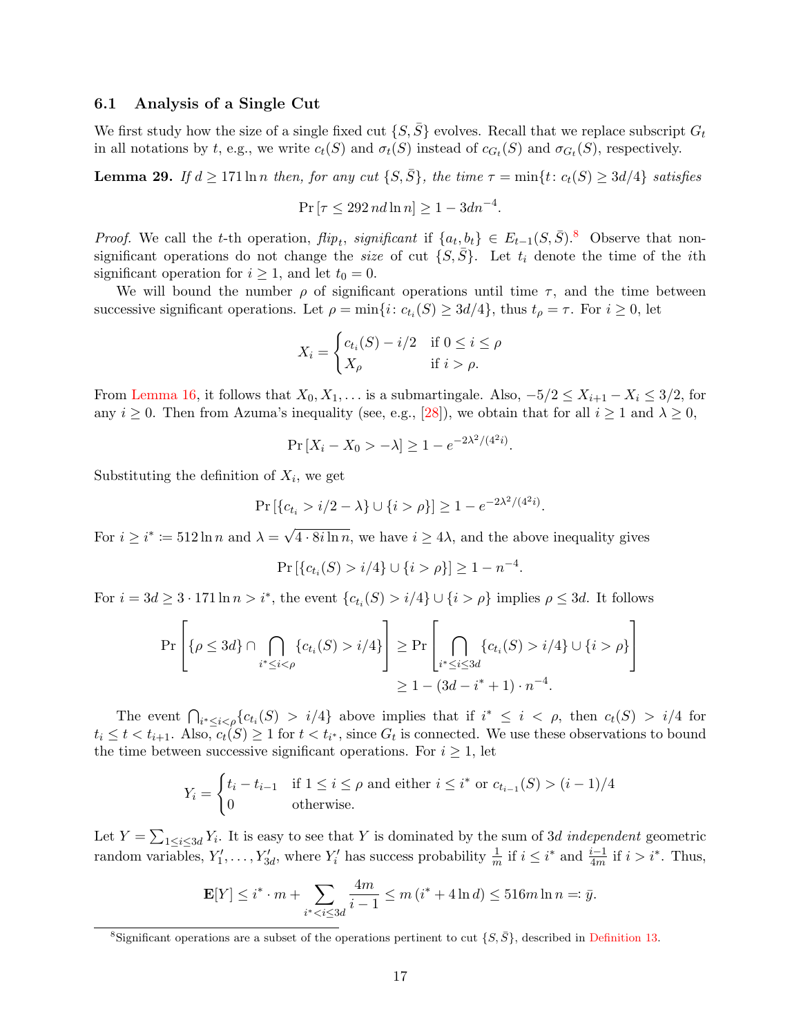### 6.1 Analysis of a Single Cut

We first study how the size of a single fixed cut $\{S, \bar{S}\}$ evolves. Recall that we replace subscript $G_t$ in all notations by $t$, e.g., we write $c_t(S)$ and $\sigma_t(S)$ instead of $c_{G_t}(S)$ and $\sigma_{G_t}(S)$, respectively.

**Lemma 29.** *If $d \geq 171 \ln n$ then, for any cut $\{S, \bar{S}\}$, the time $\tau = \min\{t \colon c_t(S) \geq 3d/4\}$ satisfies*

$$\Pr[\tau \leq 292\, nd \ln n] \geq 1 - 3dn^{-4}.$$

*Proof.* We call the $t$-th operation, *flip*$_t$, *significant* if $\{a_t, b_t\} \in E_{t-1}(S, \bar{S})$.[8] Observe that non-significant operations do not change the *size* of cut $\{S, \bar{S}\}$. Let $t_i$ denote the time of the $i$th significant operation for $i \geq 1$, and let $t_0 = 0$.

We will bound the number $\rho$ of significant operations until time $\tau$, and the time between successive significant operations. Let $\rho = \min\{i \colon c_{t_i}(S) \geq 3d/4\}$, thus $t_\rho = \tau$. For $i \geq 0$, let

$$X_i = \begin{cases} c_{t_i}(S) - i/2 & \text{if } 0 \leq i \leq \rho \\ X_\rho & \text{if } i > \rho. \end{cases}$$

From Lemma 16, it follows that $X_0, X_1, \ldots$ is a submartingale. Also, $-5/2 \leq X_{i+1} - X_i \leq 3/2$, for any $i \geq 0$. Then from Azuma's inequality (see, e.g., [28]), we obtain that for all $i \geq 1$ and $\lambda \geq 0$,

$$\Pr[X_i - X_0 > -\lambda] \geq 1 - e^{-2\lambda^2/(4^2 i)}.$$

Substituting the definition of $X_i$, we get

$$\Pr[\{c_{t_i} > i/2 - \lambda\} \cup \{i > \rho\}] \geq 1 - e^{-2\lambda^2/(4^2 i)}.$$

For $i \geq i^* := 512 \ln n$ and $\lambda = \sqrt{4 \cdot 8 i \ln n}$, we have $i \geq 4\lambda$, and the above inequality gives

$$\Pr[\{c_{t_i}(S) > i/4\} \cup \{i > \rho\}] \geq 1 - n^{-4}.$$

For $i = 3d \geq 3 \cdot 171 \ln n > i^*$, the event $\{c_{t_i}(S) > i/4\} \cup \{i > \rho\}$ implies $\rho \leq 3d$. It follows

$$\Pr\left[\{\rho \leq 3d\} \cap \bigcap_{i^* \leq i < \rho} \{c_{t_i}(S) > i/4\}\right] \geq \Pr\left[\bigcap_{i^* \leq i \leq 3d} \{c_{t_i}(S) > i/4\} \cup \{i > \rho\}\right]$$
$$\geq 1 - (3d - i^* + 1) \cdot n^{-4}.$$

The event $\bigcap_{i^* \leq i < \rho} \{c_{t_i}(S) > i/4\}$ above implies that if $i^* \leq i < \rho$, then $c_t(S) > i/4$ for $t_i \leq t < t_{i+1}$. Also, $c_t(S) \geq 1$ for $t < t_{i^*}$, since $G_t$ is connected. We use these observations to bound the time between successive significant operations. For $i \geq 1$, let

$$Y_i = \begin{cases} t_i - t_{i-1} & \text{if } 1 \leq i \leq \rho \text{ and either } i \leq i^* \text{ or } c_{t_{i-1}}(S) > (i-1)/4 \\ 0 & \text{otherwise.} \end{cases}$$

Let $Y = \sum_{1 \leq i \leq 3d} Y_i$. It is easy to see that $Y$ is dominated by the sum of $3d$ *independent* geometric random variables, $Y'_1, \ldots, Y'_{3d}$, where $Y'_i$ has success probability $\frac{1}{m}$ if $i \leq i^*$ and $\frac{i-1}{4m}$ if $i > i^*$. Thus,

$$\mathbf{E}[Y] \leq i^* \cdot m + \sum_{i^* < i \leq 3d} \frac{4m}{i-1} \leq m\,(i^* + 4 \ln d) \leq 516 m \ln n =: \bar{y}.$$

[8] Significant operations are a subset of the operations pertinent to cut $\{S, \bar{S}\}$, described in Definition 13.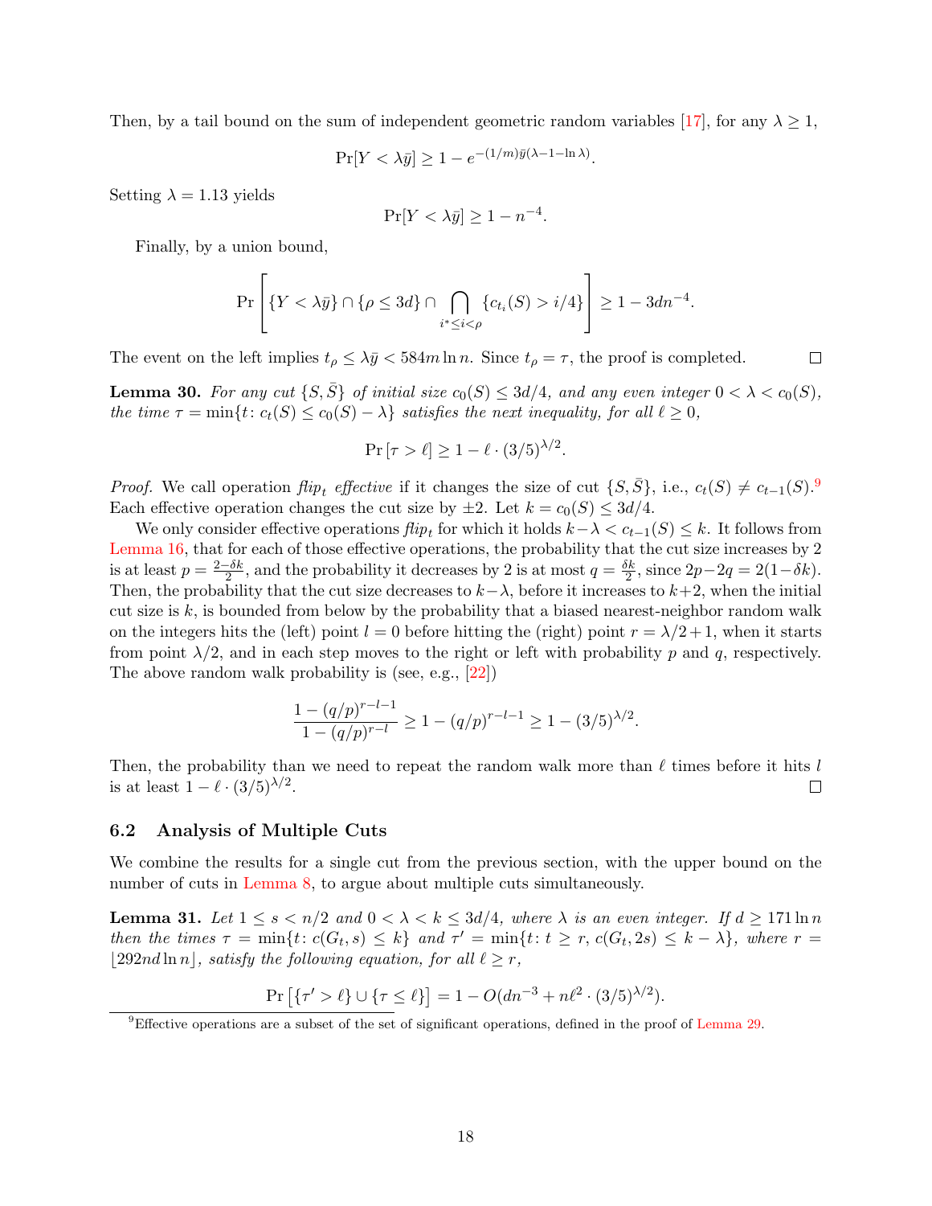Then, by a tail bound on the sum of independent geometric random variables [17], for any $\lambda \geq 1$,

$$\Pr[Y < \lambda \bar{y}] \geq 1 - e^{-(1/m)\bar{y}(\lambda - 1 - \ln \lambda)}.$$

Setting $\lambda = 1.13$ yields

$$\Pr[Y < \lambda \bar{y}] \geq 1 - n^{-4}.$$

Finally, by a union bound,

$$\Pr\left[\{Y < \lambda \bar{y}\} \cap \{\rho \leq 3d\} \cap \bigcap_{i^* \leq i < \rho} \{c_{t_i}(S) > i/4\}\right] \geq 1 - 3dn^{-4}.$$

The event on the left implies $t_\rho \leq \lambda \bar{y} < 584m \ln n$. Since $t_\rho = \tau$, the proof is completed. □

**Lemma 30.** *For any cut $\{S, \bar{S}\}$ of initial size $c_0(S) \leq 3d/4$, and any even integer $0 < \lambda < c_0(S)$, the time $\tau = \min\{t \colon c_t(S) \leq c_0(S) - \lambda\}$ satisfies the next inequality, for all $\ell \geq 0$,*

$$\Pr[\tau > \ell] \geq 1 - \ell \cdot (3/5)^{\lambda/2}.$$

*Proof.* We call operation $\mathit{flip}_t$ *effective* if it changes the size of cut $\{S, \bar{S}\}$, i.e., $c_t(S) \neq c_{t-1}(S)$.[9] Each effective operation changes the cut size by $\pm 2$. Let $k = c_0(S) \leq 3d/4$.

We only consider effective operations $\mathit{flip}_t$ for which it holds $k - \lambda < c_{t-1}(S) \leq k$. It follows from Lemma 16, that for each of those effective operations, the probability that the cut size increases by 2 is at least $p = \frac{2 - \delta k}{2}$, and the probability it decreases by 2 is at most $q = \frac{\delta k}{2}$, since $2p - 2q = 2(1 - \delta k)$. Then, the probability that the cut size decreases to $k - \lambda$, before it increases to $k + 2$, when the initial cut size is $k$, is bounded from below by the probability that a biased nearest-neighbor random walk on the integers hits the (left) point $l = 0$ before hitting the (right) point $r = \lambda/2 + 1$, when it starts from point $\lambda/2$, and in each step moves to the right or left with probability $p$ and $q$, respectively. The above random walk probability is (see, e.g., [22])

$$\frac{1 - (q/p)^{r-l-1}}{1 - (q/p)^{r-l}} \geq 1 - (q/p)^{r-l-1} \geq 1 - (3/5)^{\lambda/2}.$$

Then, the probability than we need to repeat the random walk more than $\ell$ times before it hits $l$ is at least $1 - \ell \cdot (3/5)^{\lambda/2}$. □

### 6.2 Analysis of Multiple Cuts

We combine the results for a single cut from the previous section, with the upper bound on the number of cuts in Lemma 8, to argue about multiple cuts simultaneously.

**Lemma 31.** *Let $1 \leq s < n/2$ and $0 < \lambda < k \leq 3d/4$, where $\lambda$ is an even integer. If $d \geq 171 \ln n$ then the times $\tau = \min\{t \colon c(G_t, s) \leq k\}$ and $\tau' = \min\{t \colon t \geq r, c(G_t, 2s) \leq k - \lambda\}$, where $r = \lfloor 292nd \ln n \rfloor$, satisfy the following equation, for all $\ell \geq r$,*

$$\Pr\left[\{\tau' > \ell\} \cup \{\tau \leq \ell\}\right] = 1 - O(dn^{-3} + n\ell^2 \cdot (3/5)^{\lambda/2}).$$

[9] Effective operations are a subset of the set of significant operations, defined in the proof of Lemma 29.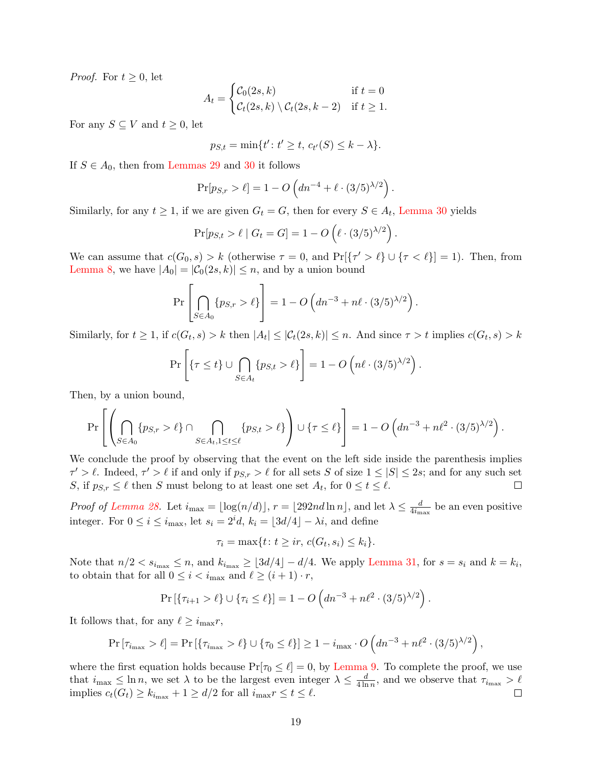*Proof.* For $t \geq 0$, let

$$A_t = \begin{cases} \mathcal{C}_0(2s, k) & \text{if } t = 0 \\ \mathcal{C}_t(2s, k) \setminus \mathcal{C}_t(2s, k-2) & \text{if } t \geq 1. \end{cases}$$

For any $S \subseteq V$ and $t \geq 0$, let

$$p_{S,t} = \min\{t' \colon t' \geq t,\, c_{t'}(S) \leq k - \lambda\}.$$

If $S \in A_0$, then from Lemmas 29 and 30 it follows

$$\Pr[p_{S,r} > \ell] = 1 - O\left(dn^{-4} + \ell \cdot (3/5)^{\lambda/2}\right).$$

Similarly, for any $t \geq 1$, if we are given $G_t = G$, then for every $S \in A_t$, Lemma 30 yields

$$\Pr[p_{S,t} > \ell \mid G_t = G] = 1 - O\left(\ell \cdot (3/5)^{\lambda/2}\right).$$

We can assume that $c(G_0, s) > k$ (otherwise $\tau = 0$, and $\Pr[\{\tau' > \ell\} \cup \{\tau < \ell\}] = 1$). Then, from Lemma 8, we have $|A_0| = |\mathcal{C}_0(2s, k)| \leq n$, and by a union bound

$$\Pr\left[\bigcap_{S \in A_0} \{p_{S,r} > \ell\}\right] = 1 - O\left(dn^{-3} + n\ell \cdot (3/5)^{\lambda/2}\right).$$

Similarly, for $t \geq 1$, if $c(G_t, s) > k$ then $|A_t| \leq |\mathcal{C}_t(2s, k)| \leq n$. And since $\tau > t$ implies $c(G_t, s) > k$

$$\Pr\left[\{\tau \leq t\} \cup \bigcap_{S \in A_t} \{p_{S,t} > \ell\}\right] = 1 - O\left(n\ell \cdot (3/5)^{\lambda/2}\right).$$

Then, by a union bound,

$$\Pr\left[\left(\bigcap_{S \in A_0} \{p_{S,r} > \ell\} \cap \bigcap_{S \in A_t, 1 \leq t \leq \ell} \{p_{S,t} > \ell\}\right) \cup \{\tau \leq \ell\}\right] = 1 - O\left(dn^{-3} + n\ell^2 \cdot (3/5)^{\lambda/2}\right).$$

We conclude the proof by observing that the event on the left side inside the parenthesis implies $\tau' > \ell$. Indeed, $\tau' > \ell$ if and only if $p_{S,r} > \ell$ for all sets $S$ of size $1 \leq |S| \leq 2s$; and for any such set $S$, if $p_{S,r} \leq \ell$ then $S$ must belong to at least one set $A_t$, for $0 \leq t \leq \ell$. □

*Proof of Lemma 28.* Let $i_{\max} = \lfloor \log(n/d) \rfloor$, $r = \lfloor 292nd \ln n \rfloor$, and let $\lambda \leq \frac{d}{4i_{\max}}$ be an even positive integer. For $0 \leq i \leq i_{\max}$, let $s_i = 2^i d$, $k_i = \lfloor 3d/4 \rfloor - \lambda i$, and define

$$\tau_i = \max\{t \colon t \geq ir,\, c(G_t, s_i) \leq k_i\}.$$

Note that $n/2 < s_{i_{\max}} \leq n$, and $k_{i_{\max}} \geq \lfloor 3d/4 \rfloor - d/4$. We apply Lemma 31, for $s = s_i$ and $k = k_i$, to obtain that for all $0 \leq i < i_{\max}$ and $\ell \geq (i+1) \cdot r$,

$$\Pr\left[\{\tau_{i+1} > \ell\} \cup \{\tau_i \leq \ell\}\right] = 1 - O\left(dn^{-3} + n\ell^2 \cdot (3/5)^{\lambda/2}\right).$$

It follows that, for any $\ell \geq i_{\max} r$,

$$\Pr\left[\tau_{i_{\max}} > \ell\right] = \Pr\left[\{\tau_{i_{\max}} > \ell\} \cup \{\tau_0 \leq \ell\}\right] \geq 1 - i_{\max} \cdot O\left(dn^{-3} + n\ell^2 \cdot (3/5)^{\lambda/2}\right),$$

where the first equation holds because $\Pr[\tau_0 \leq \ell] = 0$, by Lemma 9. To complete the proof, we use that $i_{\max} \leq \ln n$, we set $\lambda$ to be the largest even integer $\lambda \leq \frac{d}{4 \ln n}$, and we observe that $\tau_{i_{\max}} > \ell$ implies $c_t(G_t) \geq k_{i_{\max}} + 1 \geq d/2$ for all $i_{\max} r \leq t \leq \ell$. □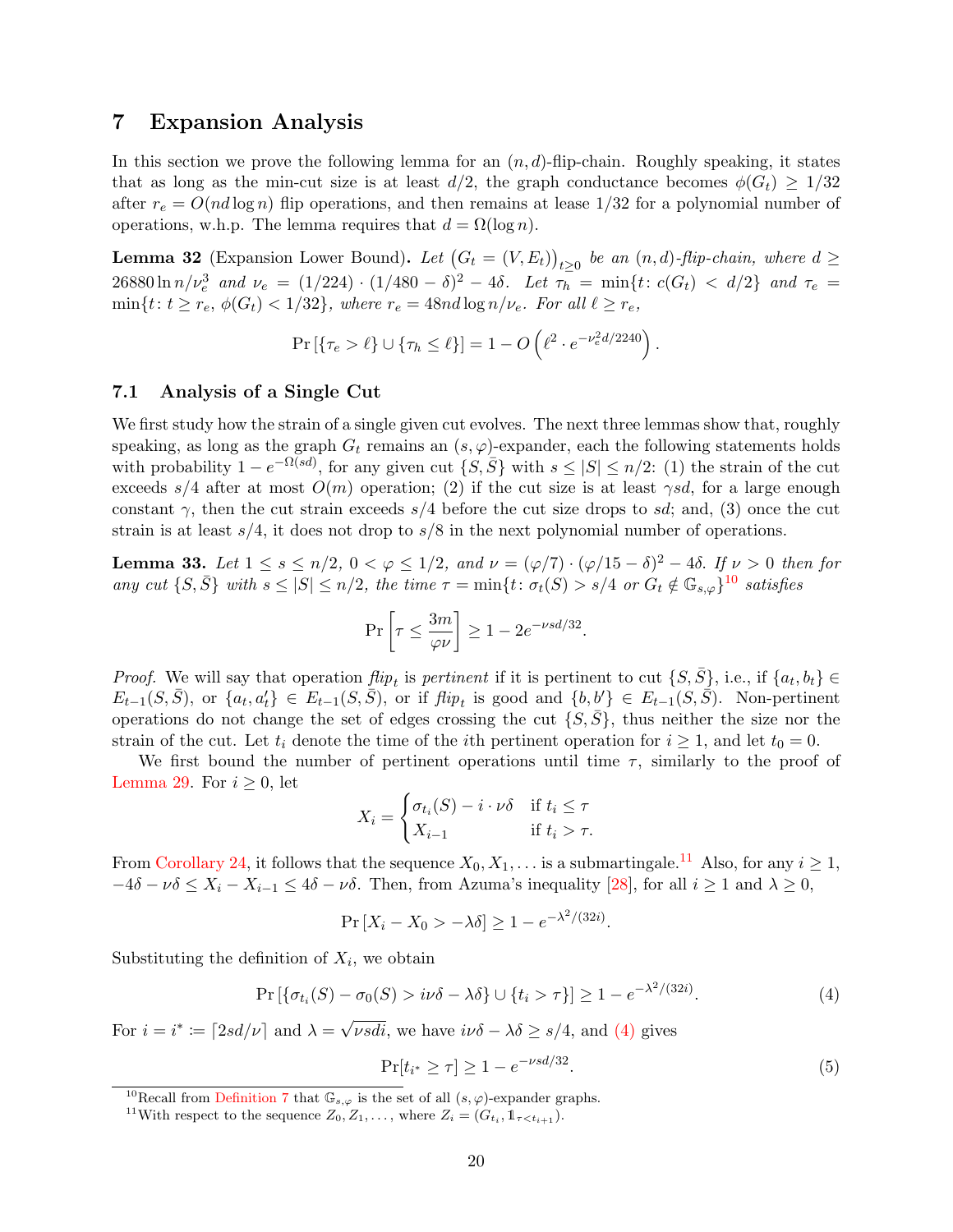## 7 Expansion Analysis

In this section we prove the following lemma for an $(n, d)$-flip-chain. Roughly speaking, it states that as long as the min-cut size is at least $d/2$, the graph conductance becomes $\phi(G_t) \geq 1/32$ after $r_e = O(nd \log n)$ flip operations, and then remains at lease $1/32$ for a polynomial number of operations, w.h.p. The lemma requires that $d = \Omega(\log n)$.

**Lemma 32** (Expansion Lower Bound)**.** *Let $(G_t = (V, E_t))_{t \geq 0}$ be an $(n, d)$-flip-chain, where $d \geq 26880 \ln n/\nu_e^3$ and $\nu_e = (1/224) \cdot (1/480 - \delta)^2 - 4\delta$. Let $\tau_h = \min\{t \colon c(G_t) < d/2\}$ and $\tau_e = \min\{t \colon t \geq r_e, \phi(G_t) < 1/32\}$, where $r_e = 48nd \log n/\nu_e$. For all $\ell \geq r_e$,*

$$\Pr\left[\{\tau_e > \ell\} \cup \{\tau_h \leq \ell\}\right] = 1 - O\left(\ell^2 \cdot e^{-\nu_e^2 d/2240}\right).$$

### 7.1 Analysis of a Single Cut

We first study how the strain of a single given cut evolves. The next three lemmas show that, roughly speaking, as long as the graph $G_t$ remains an $(s, \varphi)$-expander, each the following statements holds with probability $1 - e^{-\Omega(sd)}$, for any given cut $\{S, \bar{S}\}$ with $s \leq |S| \leq n/2$: (1) the strain of the cut exceeds $s/4$ after at most $O(m)$ operation; (2) if the cut size is at least $\gamma sd$, for a large enough constant $\gamma$, then the cut strain exceeds $s/4$ before the cut size drops to $sd$; and, (3) once the cut strain is at least $s/4$, it does not drop to $s/8$ in the next polynomial number of operations.

**Lemma 33.** *Let $1 \leq s \leq n/2$, $0 < \varphi \leq 1/2$, and $\nu = (\varphi/7) \cdot (\varphi/15 - \delta)^2 - 4\delta$. If $\nu > 0$ then for any cut $\{S, \bar{S}\}$ with $s \leq |S| \leq n/2$, the time $\tau = \min\{t \colon \sigma_t(S) > s/4$ or $G_t \notin \mathbb{G}_{s,\varphi}\}$[10] satisfies*

$$\Pr\left[\tau \leq \frac{3m}{\varphi\nu}\right] \geq 1 - 2e^{-\nu sd/32}.$$

*Proof.* We will say that operation *flip*$_t$ is *pertinent* if it is pertinent to cut $\{S, \bar{S}\}$, i.e., if $\{a_t, b_t\} \in E_{t-1}(S, \bar{S})$, or $\{a_t, a_t'\} \in E_{t-1}(S, \bar{S})$, or if *flip*$_t$ is good and $\{b, b'\} \in E_{t-1}(S, \bar{S})$. Non-pertinent operations do not change the set of edges crossing the cut $\{S, \bar{S}\}$, thus neither the size nor the strain of the cut. Let $t_i$ denote the time of the $i$th pertinent operation for $i \geq 1$, and let $t_0 = 0$.

We first bound the number of pertinent operations until time $\tau$, similarly to the proof of Lemma 29. For $i \geq 0$, let

$$X_i = \begin{cases} \sigma_{t_i}(S) - i \cdot \nu\delta & \text{if } t_i \leq \tau \\ X_{i-1} & \text{if } t_i > \tau. \end{cases}$$

From Corollary 24, it follows that the sequence $X_0, X_1, \ldots$ is a submartingale.[11] Also, for any $i \geq 1$, $-4\delta - \nu\delta \leq X_i - X_{i-1} \leq 4\delta - \nu\delta$. Then, from Azuma's inequality [28], for all $i \geq 1$ and $\lambda \geq 0$,

$$\Pr\left[X_i - X_0 > -\lambda\delta\right] \geq 1 - e^{-\lambda^2/(32i)}.$$

Substituting the definition of $X_i$, we obtain

$$\Pr\left[\{\sigma_{t_i}(S) - \sigma_0(S) > i\nu\delta - \lambda\delta\} \cup \{t_i > \tau\}\right] \geq 1 - e^{-\lambda^2/(32i)}. \tag{4}$$

For $i = i^* := \lceil 2sd/\nu \rceil$ and $\lambda = \sqrt{\nu sdi}$, we have $i\nu\delta - \lambda\delta \geq s/4$, and (4) gives

$$\Pr[t_{i^*} \geq \tau] \geq 1 - e^{-\nu sd/32}. \tag{5}$$

[10] Recall from Definition 7 that $\mathbb{G}_{s,\varphi}$ is the set of all $(s, \varphi)$-expander graphs.

[11] With respect to the sequence $Z_0, Z_1, \ldots$, where $Z_i = (G_{t_i}, \mathbb{1}_{\tau < t_{i+1}})$.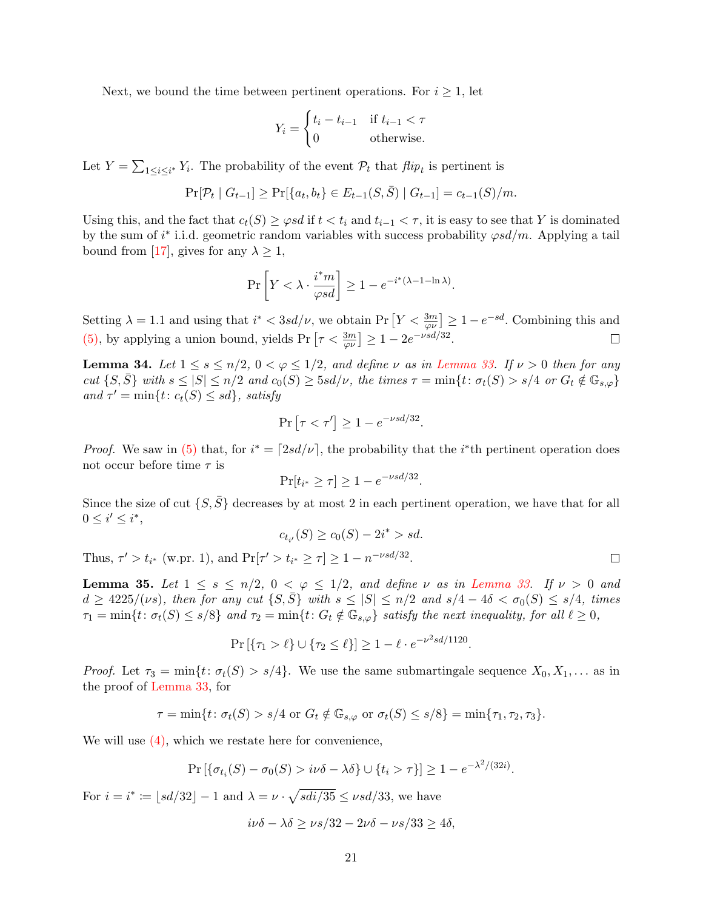Next, we bound the time between pertinent operations. For $i \geq 1$, let

$$Y_i = \begin{cases} t_i - t_{i-1} & \text{if } t_{i-1} < \tau \\ 0 & \text{otherwise.} \end{cases}$$

Let $Y = \sum_{1 \leq i \leq i^*} Y_i$. The probability of the event $\mathcal{P}_t$ that *flip*$_t$ is pertinent is

$$\Pr[\mathcal{P}_t \mid G_{t-1}] \geq \Pr[\{a_t, b_t\} \in E_{t-1}(S, \bar{S}) \mid G_{t-1}] = c_{t-1}(S)/m.$$

Using this, and the fact that $c_t(S) \geq \varphi sd$ if $t < t_i$ and $t_{i-1} < \tau$, it is easy to see that $Y$ is dominated by the sum of $i^*$ i.i.d. geometric random variables with success probability $\varphi sd/m$. Applying a tail bound from [17], gives for any $\lambda \geq 1$,

$$\Pr\left[Y < \lambda \cdot \frac{i^* m}{\varphi sd}\right] \geq 1 - e^{-i^*(\lambda - 1 - \ln \lambda)}.$$

Setting $\lambda = 1.1$ and using that $i^* < 3sd/\nu$, we obtain $\Pr\left[Y < \frac{3m}{\varphi\nu}\right] \geq 1 - e^{-sd}$. Combining this and (5), by applying a union bound, yields $\Pr\left[\tau < \frac{3m}{\varphi\nu}\right] \geq 1 - 2e^{-\nu sd/32}$. □

**Lemma 34.** *Let $1 \leq s \leq n/2$, $0 < \varphi \leq 1/2$, and define $\nu$ as in Lemma 33. If $\nu > 0$ then for any cut $\{S, \bar{S}\}$ with $s \leq |S| \leq n/2$ and $c_0(S) \geq 5sd/\nu$, the times $\tau = \min\{t \colon \sigma_t(S) > s/4$ or $G_t \notin \mathbb{G}_{s,\varphi}\}$ and $\tau' = \min\{t \colon c_t(S) \leq sd\}$, satisfy*

$$\Pr\left[\tau < \tau'\right] \geq 1 - e^{-\nu sd/32}.$$

*Proof.* We saw in (5) that, for $i^* = \lceil 2sd/\nu \rceil$, the probability that the $i^*$th pertinent operation does not occur before time $\tau$ is

$$\Pr[t_{i^*} \geq \tau] \geq 1 - e^{-\nu sd/32}.$$

Since the size of cut $\{S, \bar{S}\}$ decreases by at most 2 in each pertinent operation, we have that for all $0 \leq i' \leq i^*$,

$$c_{t_{i'}}(S) \geq c_0(S) - 2i^* > sd.$$

Thus, $\tau' > t_{i^*}$ (w.pr. 1), and $\Pr[\tau' > t_{i^*} \geq \tau] \geq 1 - n^{-\nu sd/32}$. □

**Lemma 35.** *Let $1 \leq s \leq n/2$, $0 < \varphi \leq 1/2$, and define $\nu$ as in Lemma 33. If $\nu > 0$ and $d \geq 4225/(\nu s)$, then for any cut $\{S, \bar{S}\}$ with $s \leq |S| \leq n/2$ and $s/4 - 4\delta < \sigma_0(S) \leq s/4$, times $\tau_1 = \min\{t \colon \sigma_t(S) \leq s/8\}$ and $\tau_2 = \min\{t \colon G_t \notin \mathbb{G}_{s,\varphi}\}$ satisfy the next inequality, for all $\ell \geq 0$,*

$$\Pr\left[\{\tau_1 > \ell\} \cup \{\tau_2 \leq \ell\}\right] \geq 1 - \ell \cdot e^{-\nu^2 sd/1120}.$$

*Proof.* Let $\tau_3 = \min\{t \colon \sigma_t(S) > s/4\}$. We use the same submartingale sequence $X_0, X_1, \ldots$ as in the proof of Lemma 33, for

$$\tau = \min\{t \colon \sigma_t(S) > s/4 \text{ or } G_t \notin \mathbb{G}_{s,\varphi} \text{ or } \sigma_t(S) \leq s/8\} = \min\{\tau_1, \tau_2, \tau_3\}.$$

We will use (4), which we restate here for convenience,

$$\Pr\left[\{\sigma_{t_i}(S) - \sigma_0(S) > i\nu\delta - \lambda\delta\} \cup \{t_i > \tau\}\right] \geq 1 - e^{-\lambda^2/(32i)}.$$

For $i = i^* := \lfloor sd/32 \rfloor - 1$ and $\lambda = \nu \cdot \sqrt{sdi/35} \leq \nu sd/33$, we have

$$i\nu\delta - \lambda\delta \geq \nu s/32 - 2\nu\delta - \nu s/33 \geq 4\delta,$$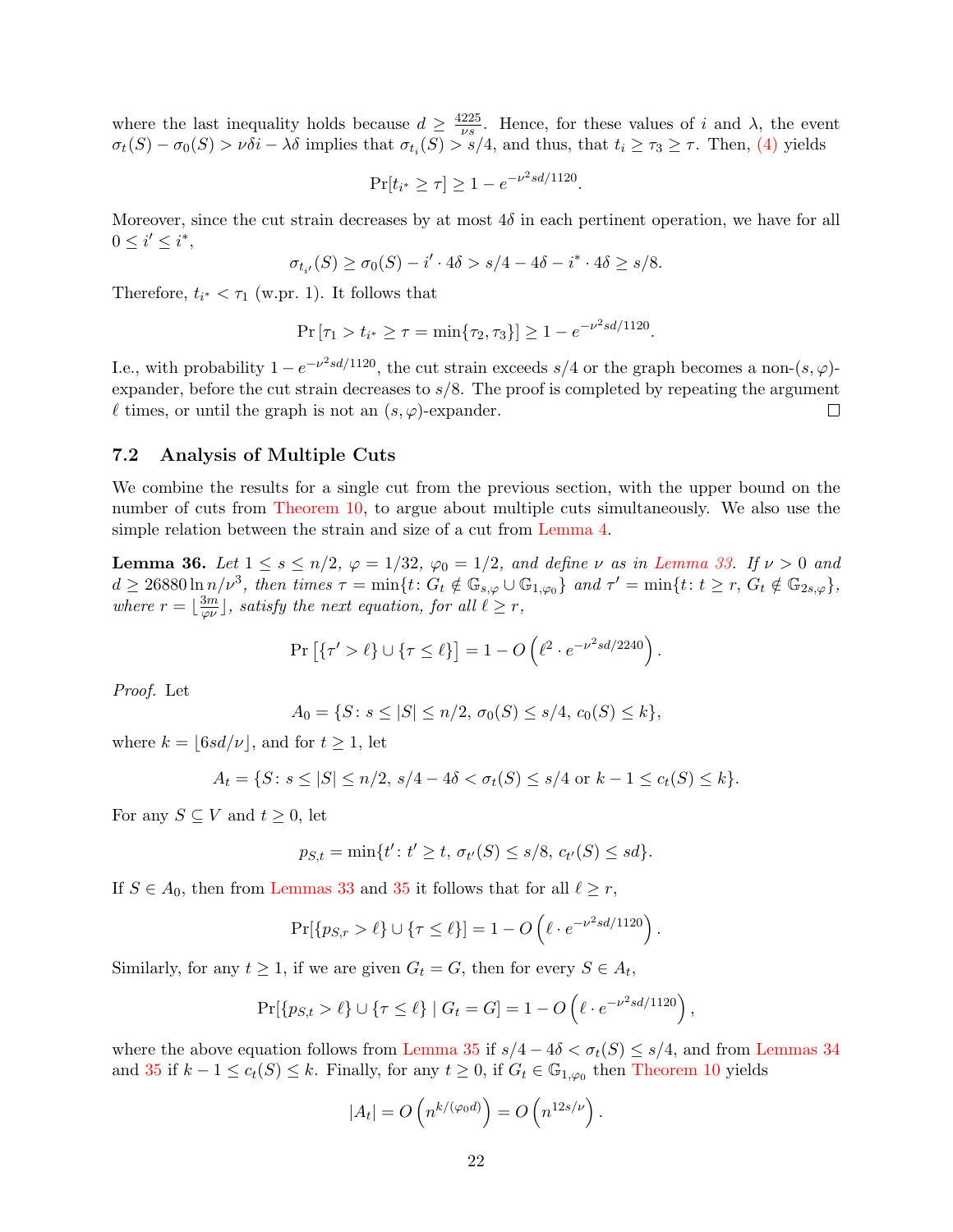where the last inequality holds because $d \geq \frac{4225}{\nu s}$. Hence, for these values of $i$ and $\lambda$, the event $\sigma_t(S) - \sigma_0(S) > \nu\delta i - \lambda\delta$ implies that $\sigma_{t_i}(S) > s/4$, and thus, that $t_i \geq \tau_3 \geq \tau$. Then, (4) yields

$$\Pr[t_{i^*} \geq \tau] \geq 1 - e^{-\nu^2 sd/1120}.$$

Moreover, since the cut strain decreases by at most $4\delta$ in each pertinent operation, we have for all $0 \leq i' \leq i^*$,

$$\sigma_{t_{i'}}(S) \geq \sigma_0(S) - i' \cdot 4\delta > s/4 - 4\delta - i^* \cdot 4\delta \geq s/8.$$

Therefore, $t_{i^*} < \tau_1$ (w.pr. 1). It follows that

$$\Pr\left[\tau_1 > t_{i^*} \geq \tau = \min\{\tau_2, \tau_3\}\right] \geq 1 - e^{-\nu^2 sd/1120}.$$

I.e., with probability $1 - e^{-\nu^2 sd/1120}$, the cut strain exceeds $s/4$ or the graph becomes a non-$(s, \varphi)$-expander, before the cut strain decreases to $s/8$. The proof is completed by repeating the argument $\ell$ times, or until the graph is not an $(s, \varphi)$-expander. □

### 7.2 Analysis of Multiple Cuts

We combine the results for a single cut from the previous section, with the upper bound on the number of cuts from Theorem 10, to argue about multiple cuts simultaneously. We also use the simple relation between the strain and size of a cut from Lemma 4.

**Lemma 36.** *Let $1 \leq s \leq n/2$, $\varphi = 1/32$, $\varphi_0 = 1/2$, and define $\nu$ as in Lemma 33. If $\nu > 0$ and $d \geq 26880 \ln n/\nu^3$, then times $\tau = \min\{t \colon G_t \notin \mathbb{G}_{s,\varphi} \cup \mathbb{G}_{1,\varphi_0}\}$ and $\tau' = \min\{t \colon t \geq r,\, G_t \notin \mathbb{G}_{2s,\varphi}\}$, where $r = \lfloor \frac{3m}{\varphi\nu} \rfloor$, satisfy the next equation, for all $\ell \geq r$,*

$$\Pr\left[\{\tau' > \ell\} \cup \{\tau \leq \ell\}\right] = 1 - O\left(\ell^2 \cdot e^{-\nu^2 sd/2240}\right).$$

*Proof.* Let

$$A_0 = \{S \colon s \leq |S| \leq n/2,\, \sigma_0(S) \leq s/4,\, c_0(S) \leq k\},$$

where $k = \lfloor 6sd/\nu \rfloor$, and for $t \geq 1$, let

$$A_t = \{S \colon s \leq |S| \leq n/2,\, s/4 - 4\delta < \sigma_t(S) \leq s/4 \text{ or } k - 1 \leq c_t(S) \leq k\}.$$

For any $S \subseteq V$ and $t \geq 0$, let

$$p_{S,t} = \min\{t' \colon t' \geq t,\, \sigma_{t'}(S) \leq s/8,\, c_{t'}(S) \leq sd\}.$$

If $S \in A_0$, then from Lemmas 33 and 35 it follows that for all $\ell \geq r$,

$$\Pr[\{p_{S,r} > \ell\} \cup \{\tau \leq \ell\}] = 1 - O\left(\ell \cdot e^{-\nu^2 sd/1120}\right).$$

Similarly, for any $t \geq 1$, if we are given $G_t = G$, then for every $S \in A_t$,

$$\Pr[\{p_{S,t} > \ell\} \cup \{\tau \leq \ell\} \mid G_t = G] = 1 - O\left(\ell \cdot e^{-\nu^2 sd/1120}\right),$$

where the above equation follows from Lemma 35 if $s/4 - 4\delta < \sigma_t(S) \leq s/4$, and from Lemmas 34 and 35 if $k - 1 \leq c_t(S) \leq k$. Finally, for any $t \geq 0$, if $G_t \in \mathbb{G}_{1,\varphi_0}$ then Theorem 10 yields

$$|A_t| = O\left(n^{k/(\varphi_0 d)}\right) = O\left(n^{12s/\nu}\right).$$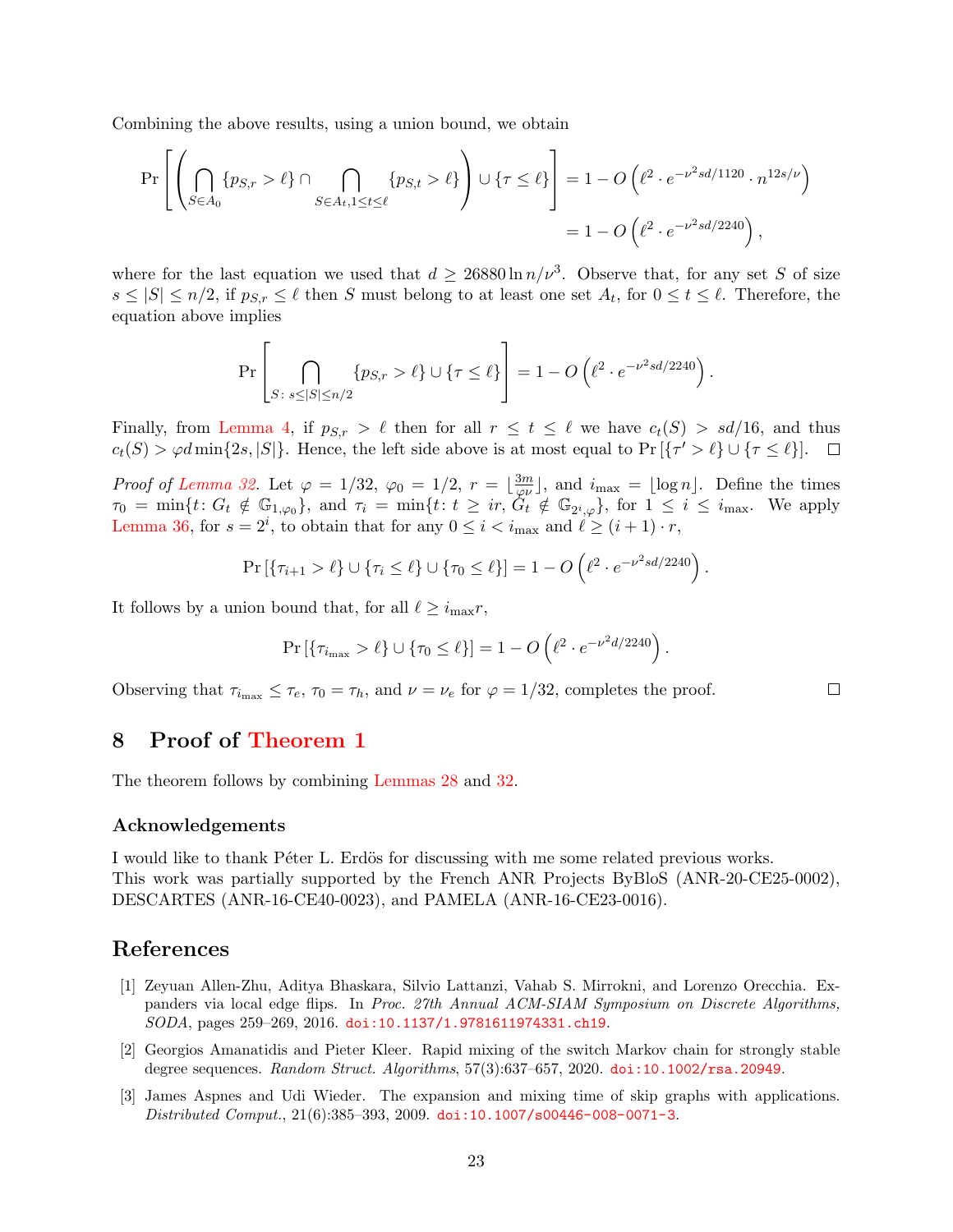Combining the above results, using a union bound, we obtain

$$\Pr\left[\left(\bigcap_{S\in A_0}\{p_{S,r}>\ell\}\cap\bigcap_{S\in A_t,1\le t\le\ell}\{p_{S,t}>\ell\}\right)\cup\{\tau\le\ell\}\right]=1-O\left(\ell^2\cdot e^{-\nu^2sd/1120}\cdot n^{12s/\nu}\right)$$
$$=1-O\left(\ell^2\cdot e^{-\nu^2sd/2240}\right),$$

where for the last equation we used that $d\ge 26880\ln n/\nu^3$. Observe that, for any set $S$ of size $s\le|S|\le n/2$, if $p_{S,r}\le\ell$ then $S$ must belong to at least one set $A_t$, for $0\le t\le\ell$. Therefore, the equation above implies

$$\Pr\left[\bigcap_{S\colon s\le|S|\le n/2}\{p_{S,r}>\ell\}\cup\{\tau\le\ell\}\right]=1-O\left(\ell^2\cdot e^{-\nu^2sd/2240}\right).$$

Finally, from Lemma 4, if $p_{S,r}>\ell$ then for all $r\le t\le\ell$ we have $c_t(S)>sd/16$, and thus $c_t(S)>\varphi d\min\{2s,|S|\}$. Hence, the left side above is at most equal to $\Pr\left[\{\tau'>\ell\}\cup\{\tau\le\ell\}\right]$. $\square$

*Proof of Lemma 32.* Let $\varphi=1/32$, $\varphi_0=1/2$, $r=\lfloor\frac{3m}{\varphi\nu}\rfloor$, and $i_{\max}=\lfloor\log n\rfloor$. Define the times $\tau_0=\min\{t\colon G_t\notin\mathbb{G}_{1,\varphi_0}\}$, and $\tau_i=\min\{t\colon t\ge ir, G_t\notin\mathbb{G}_{2^i,\varphi}\}$, for $1\le i\le i_{\max}$. We apply Lemma 36, for $s=2^i$, to obtain that for any $0\le i<i_{\max}$ and $\ell\ge(i+1)\cdot r$,

$$\Pr\left[\{\tau_{i+1}>\ell\}\cup\{\tau_i\le\ell\}\cup\{\tau_0\le\ell\}\right]=1-O\left(\ell^2\cdot e^{-\nu^2sd/2240}\right).$$

It follows by a union bound that, for all $\ell\ge i_{\max}r$,

$$\Pr\left[\{\tau_{i_{\max}}>\ell\}\cup\{\tau_0\le\ell\}\right]=1-O\left(\ell^2\cdot e^{-\nu^2d/2240}\right).$$

Observing that $\tau_{i_{\max}}\le\tau_e$, $\tau_0=\tau_h$, and $\nu=\nu_e$ for $\varphi=1/32$, completes the proof. $\square$

## 8 Proof of Theorem 1

The theorem follows by combining Lemmas 28 and 32.

### Acknowledgements

I would like to thank Péter L. Erdös for discussing with me some related previous works.
This work was partially supported by the French ANR Projects ByBloS (ANR-20-CE25-0002), DESCARTES (ANR-16-CE40-0023), and PAMELA (ANR-16-CE23-0016).

## References

[1] Zeyuan Allen-Zhu, Aditya Bhaskara, Silvio Lattanzi, Vahab S. Mirrokni, and Lorenzo Orecchia. Expanders via local edge flips. In *Proc. 27th Annual ACM-SIAM Symposium on Discrete Algorithms, SODA*, pages 259–269, 2016. doi:10.1137/1.9781611974331.ch19.

[2] Georgios Amanatidis and Pieter Kleer. Rapid mixing of the switch Markov chain for strongly stable degree sequences. *Random Struct. Algorithms*, 57(3):637–657, 2020. doi:10.1002/rsa.20949.

[3] James Aspnes and Udi Wieder. The expansion and mixing time of skip graphs with applications. *Distributed Comput.*, 21(6):385–393, 2009. doi:10.1007/s00446-008-0071-3.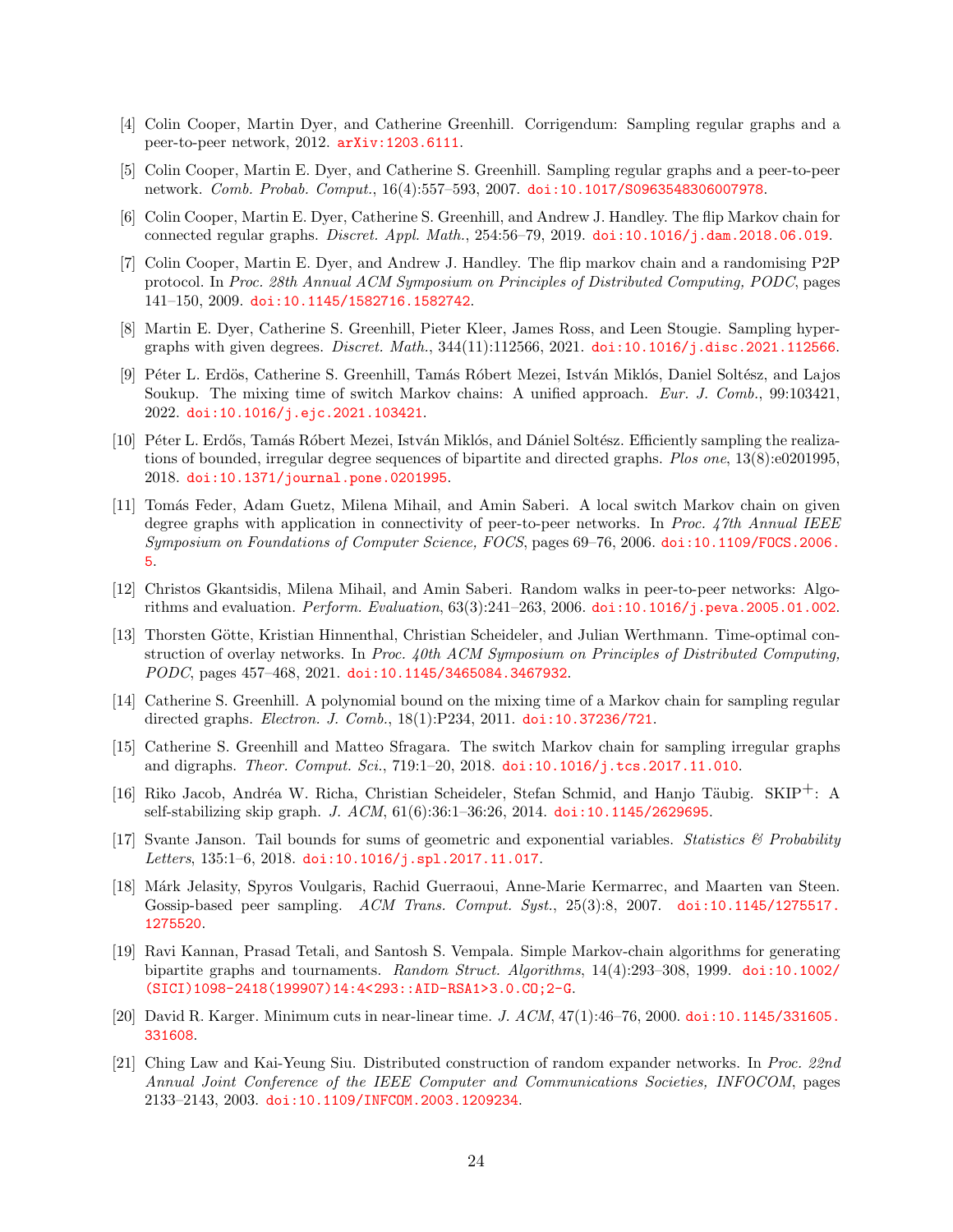[4] Colin Cooper, Martin Dyer, and Catherine Greenhill. Corrigendum: Sampling regular graphs and a peer-to-peer network, 2012. arXiv:1203.6111.

[5] Colin Cooper, Martin E. Dyer, and Catherine S. Greenhill. Sampling regular graphs and a peer-to-peer network. *Comb. Probab. Comput.*, 16(4):557–593, 2007. doi:10.1017/S0963548306007978.

[6] Colin Cooper, Martin E. Dyer, Catherine S. Greenhill, and Andrew J. Handley. The flip Markov chain for connected regular graphs. *Discret. Appl. Math.*, 254:56–79, 2019. doi:10.1016/j.dam.2018.06.019.

[7] Colin Cooper, Martin E. Dyer, and Andrew J. Handley. The flip markov chain and a randomising P2P protocol. In *Proc. 28th Annual ACM Symposium on Principles of Distributed Computing, PODC*, pages 141–150, 2009. doi:10.1145/1582716.1582742.

[8] Martin E. Dyer, Catherine S. Greenhill, Pieter Kleer, James Ross, and Leen Stougie. Sampling hypergraphs with given degrees. *Discret. Math.*, 344(11):112566, 2021. doi:10.1016/j.disc.2021.112566.

[9] Péter L. Erdös, Catherine S. Greenhill, Tamás Róbert Mezei, István Miklós, Daniel Soltész, and Lajos Soukup. The mixing time of switch Markov chains: A unified approach. *Eur. J. Comb.*, 99:103421, 2022. doi:10.1016/j.ejc.2021.103421.

[10] Péter L. Erdős, Tamás Róbert Mezei, István Miklós, and Dániel Soltész. Efficiently sampling the realizations of bounded, irregular degree sequences of bipartite and directed graphs. *Plos one*, 13(8):e0201995, 2018. doi:10.1371/journal.pone.0201995.

[11] Tomás Feder, Adam Guetz, Milena Mihail, and Amin Saberi. A local switch Markov chain on given degree graphs with application in connectivity of peer-to-peer networks. In *Proc. 47th Annual IEEE Symposium on Foundations of Computer Science, FOCS*, pages 69–76, 2006. doi:10.1109/FOCS.2006.5.

[12] Christos Gkantsidis, Milena Mihail, and Amin Saberi. Random walks in peer-to-peer networks: Algorithms and evaluation. *Perform. Evaluation*, 63(3):241–263, 2006. doi:10.1016/j.peva.2005.01.002.

[13] Thorsten Götte, Kristian Hinnenthal, Christian Scheideler, and Julian Werthmann. Time-optimal construction of overlay networks. In *Proc. 40th ACM Symposium on Principles of Distributed Computing, PODC*, pages 457–468, 2021. doi:10.1145/3465084.3467932.

[14] Catherine S. Greenhill. A polynomial bound on the mixing time of a Markov chain for sampling regular directed graphs. *Electron. J. Comb.*, 18(1):P234, 2011. doi:10.37236/721.

[15] Catherine S. Greenhill and Matteo Sfragara. The switch Markov chain for sampling irregular graphs and digraphs. *Theor. Comput. Sci.*, 719:1–20, 2018. doi:10.1016/j.tcs.2017.11.010.

[16] Riko Jacob, Andréa W. Richa, Christian Scheideler, Stefan Schmid, and Hanjo Täubig. SKIP$^+$: A self-stabilizing skip graph. *J. ACM*, 61(6):36:1–36:26, 2014. doi:10.1145/2629695.

[17] Svante Janson. Tail bounds for sums of geometric and exponential variables. *Statistics & Probability Letters*, 135:1–6, 2018. doi:10.1016/j.spl.2017.11.017.

[18] Márk Jelasity, Spyros Voulgaris, Rachid Guerraoui, Anne-Marie Kermarrec, and Maarten van Steen. Gossip-based peer sampling. *ACM Trans. Comput. Syst.*, 25(3):8, 2007. doi:10.1145/1275517.1275520.

[19] Ravi Kannan, Prasad Tetali, and Santosh S. Vempala. Simple Markov-chain algorithms for generating bipartite graphs and tournaments. *Random Struct. Algorithms*, 14(4):293–308, 1999. doi:10.1002/(SICI)1098-2418(199907)14:4<293::AID-RSA1>3.0.CO;2-G.

[20] David R. Karger. Minimum cuts in near-linear time. *J. ACM*, 47(1):46–76, 2000. doi:10.1145/331605.331608.

[21] Ching Law and Kai-Yeung Siu. Distributed construction of random expander networks. In *Proc. 22nd Annual Joint Conference of the IEEE Computer and Communications Societies, INFOCOM*, pages 2133–2143, 2003. doi:10.1109/INFCOM.2003.1209234.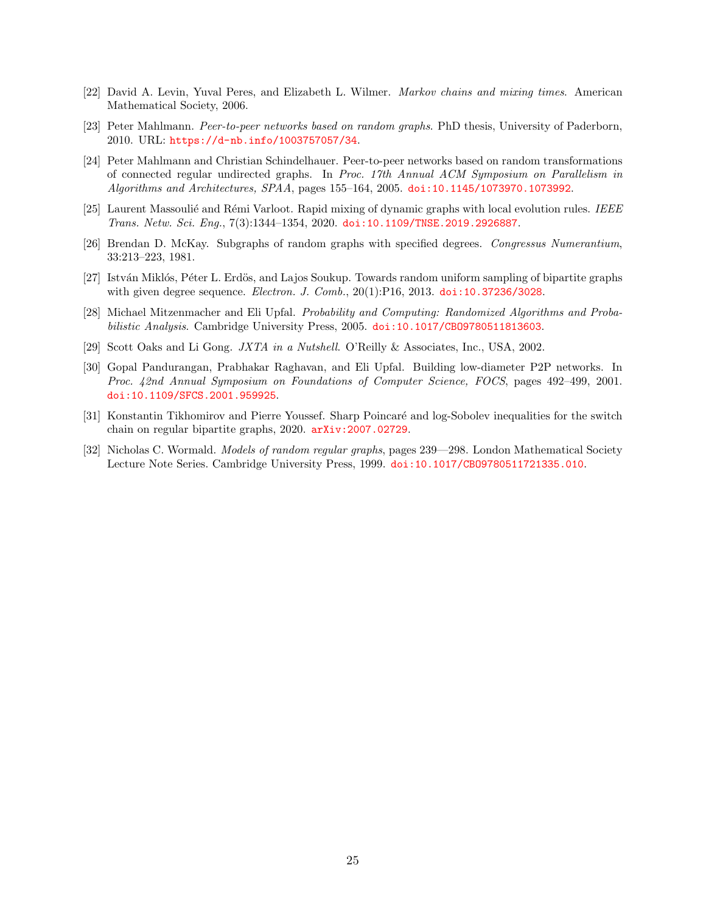[22] David A. Levin, Yuval Peres, and Elizabeth L. Wilmer. *Markov chains and mixing times*. American Mathematical Society, 2006.

[23] Peter Mahlmann. *Peer-to-peer networks based on random graphs*. PhD thesis, University of Paderborn, 2010. URL: https://d-nb.info/1003757057/34.

[24] Peter Mahlmann and Christian Schindelhauer. Peer-to-peer networks based on random transformations of connected regular undirected graphs. In *Proc. 17th Annual ACM Symposium on Parallelism in Algorithms and Architectures, SPAA*, pages 155–164, 2005. doi:10.1145/1073970.1073992.

[25] Laurent Massoulié and Rémi Varloot. Rapid mixing of dynamic graphs with local evolution rules. *IEEE Trans. Netw. Sci. Eng.*, 7(3):1344–1354, 2020. doi:10.1109/TNSE.2019.2926887.

[26] Brendan D. McKay. Subgraphs of random graphs with specified degrees. *Congressus Numerantium*, 33:213–223, 1981.

[27] István Miklós, Péter L. Erdös, and Lajos Soukup. Towards random uniform sampling of bipartite graphs with given degree sequence. *Electron. J. Comb.*, 20(1):P16, 2013. doi:10.37236/3028.

[28] Michael Mitzenmacher and Eli Upfal. *Probability and Computing: Randomized Algorithms and Probabilistic Analysis*. Cambridge University Press, 2005. doi:10.1017/CBO9780511813603.

[29] Scott Oaks and Li Gong. *JXTA in a Nutshell*. O'Reilly & Associates, Inc., USA, 2002.

[30] Gopal Pandurangan, Prabhakar Raghavan, and Eli Upfal. Building low-diameter P2P networks. In *Proc. 42nd Annual Symposium on Foundations of Computer Science, FOCS*, pages 492–499, 2001. doi:10.1109/SFCS.2001.959925.

[31] Konstantin Tikhomirov and Pierre Youssef. Sharp Poincaré and log-Sobolev inequalities for the switch chain on regular bipartite graphs, 2020. arXiv:2007.02729.

[32] Nicholas C. Wormald. *Models of random regular graphs*, pages 239—298. London Mathematical Society Lecture Note Series. Cambridge University Press, 1999. doi:10.1017/CBO9780511721335.010.